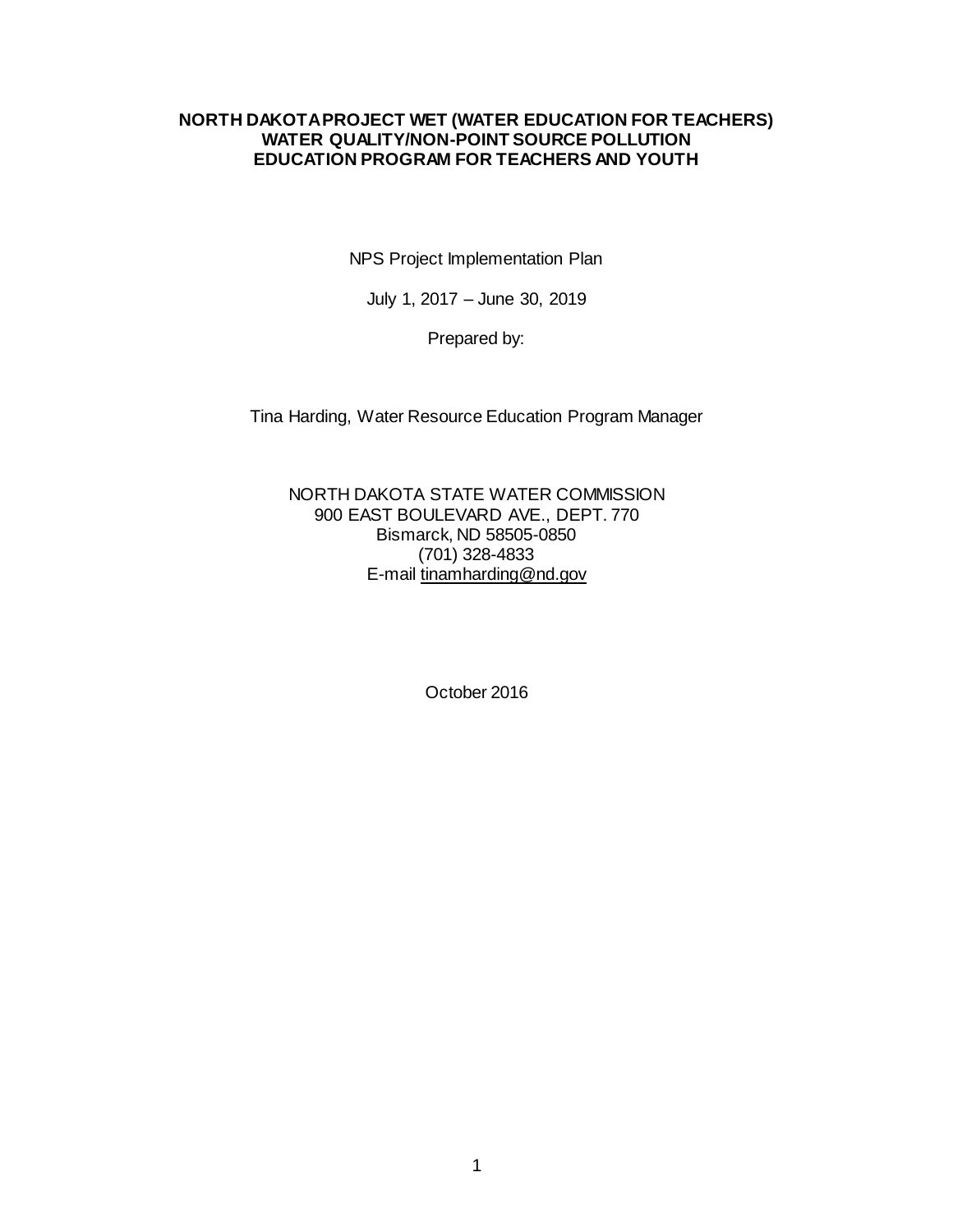# NORTH DAKOTA PROJECT WET (WATER EDUCATION FOR TEACHERS) WATER QUALITY/NON-POINT SOURCE POLLUTION EDUCATION PROGRAM FOR TEACHERS AND YOUTH

NPS Project Implementation Plan

July 1, 2017 – June 30, 2019

Prepared by:

Tina Harding, Water Resource Education Program Manager

NORTH DAKOTA STATE WATER COMMISSION
900 EAST BOULEVARD AVE., DEPT. 770
Bismarck, ND 58505-0850
(701) 328-4833
E-mail tinamharding@nd.gov

October 2016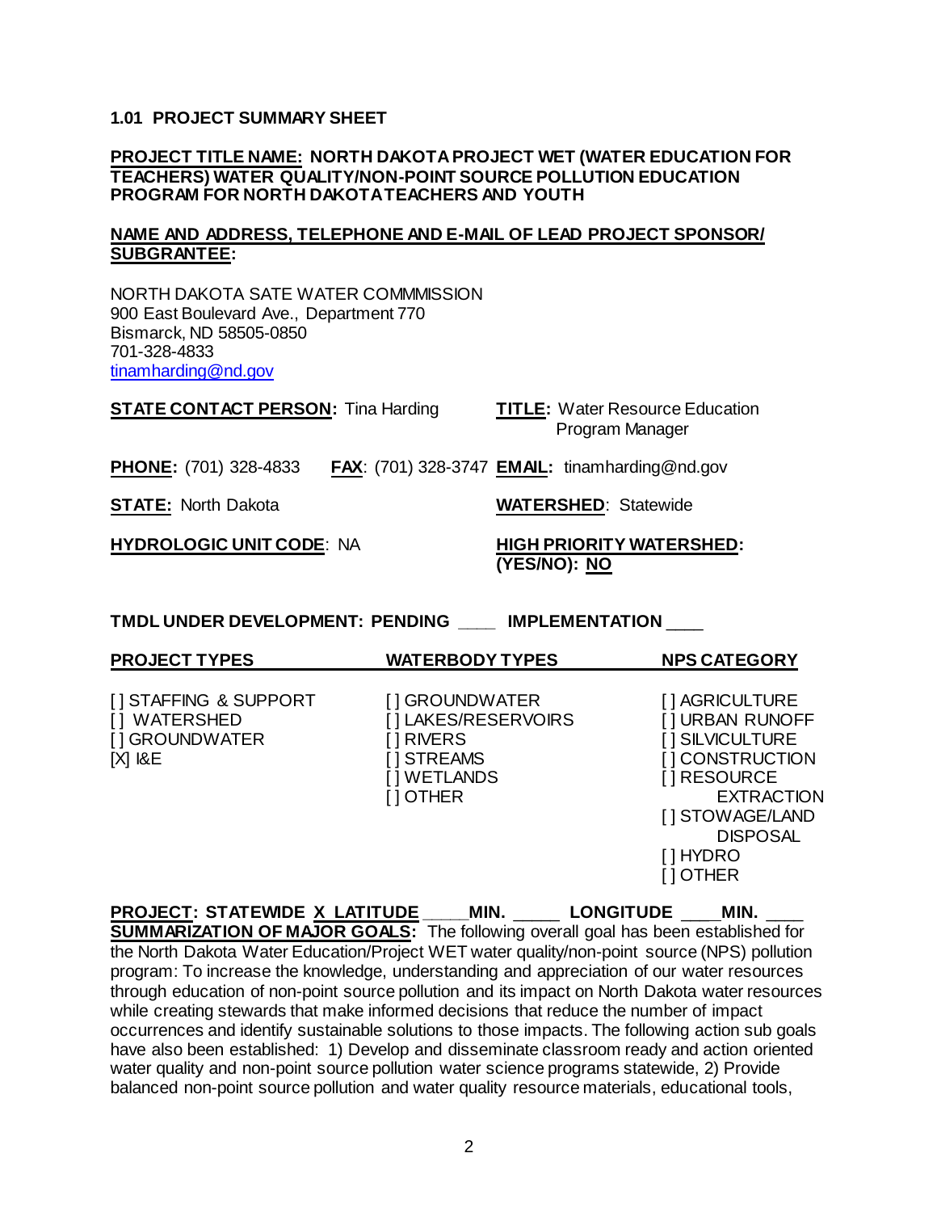## 1.01 PROJECT SUMMARY SHEET

**PROJECT TITLE NAME: NORTH DAKOTA PROJECT WET (WATER EDUCATION FOR TEACHERS) WATER QUALITY/NON-POINT SOURCE POLLUTION EDUCATION PROGRAM FOR NORTH DAKOTA TEACHERS AND YOUTH**

**NAME AND ADDRESS, TELEPHONE AND E-MAIL OF LEAD PROJECT SPONSOR/ SUBGRANTEE:**

NORTH DAKOTA SATE WATER COMMMISSION
900 East Boulevard Ave., Department 770
Bismarck, ND 58505-0850
701-328-4833
tinamharding@nd.gov

**STATE CONTACT PERSON:** Tina Harding **TITLE:** Water Resource Education Program Manager

**PHONE:** (701) 328-4833 **FAX**: (701) 328-3747 **EMAIL:** tinamharding@nd.gov

**STATE:** North Dakota **WATERSHED**: Statewide

**HYDROLOGIC UNIT CODE**: NA **HIGH PRIORITY WATERSHED: (YES/NO): NO**

**TMDL UNDER DEVELOPMENT: PENDING \_\_\_\_ IMPLEMENTATION \_\_\_\_**

| PROJECT TYPES | WATERBODY TYPES | NPS CATEGORY |
|---|---|---|
| [ ] STAFFING & SUPPORT | [ ] GROUNDWATER | [ ] AGRICULTURE |
| [ ] WATERSHED | [ ] LAKES/RESERVOIRS | [ ] URBAN RUNOFF |
| [ ] GROUNDWATER | [ ] RIVERS | [ ] SILVICULTURE |
| [X] I&E | [ ] STREAMS | [ ] CONSTRUCTION |
| | [ ] WETLANDS | [ ] RESOURCE EXTRACTION |
| | [ ] OTHER | [ ] STOWAGE/LAND DISPOSAL |
| | | [ ] HYDRO |
| | | [ ] OTHER |

**PROJECT: STATEWIDE X LATITUDE \_\_\_\_MIN. \_\_\_\_\_ LONGITUDE \_\_\_\_MIN. \_\_\_\_**

**SUMMARIZATION OF MAJOR GOALS:** The following overall goal has been established for the North Dakota Water Education/Project WET water quality/non-point source (NPS) pollution program: To increase the knowledge, understanding and appreciation of our water resources through education of non-point source pollution and its impact on North Dakota water resources while creating stewards that make informed decisions that reduce the number of impact occurrences and identify sustainable solutions to those impacts. The following action sub goals have also been established: 1) Develop and disseminate classroom ready and action oriented water quality and non-point source pollution water science programs statewide, 2) Provide balanced non-point source pollution and water quality resource materials, educational tools,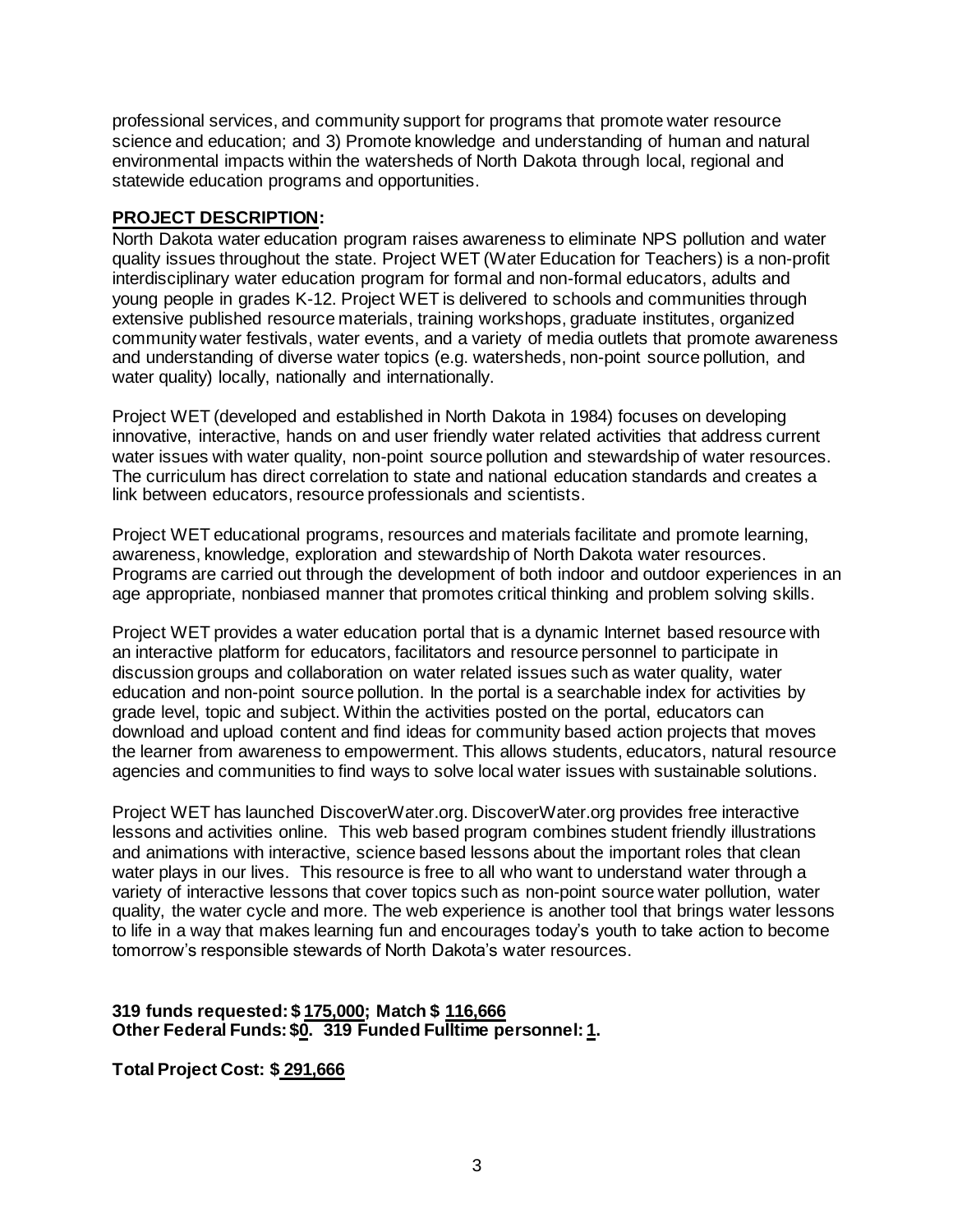professional services, and community support for programs that promote water resource science and education; and 3) Promote knowledge and understanding of human and natural environmental impacts within the watersheds of North Dakota through local, regional and statewide education programs and opportunities.

**PROJECT DESCRIPTION:**

North Dakota water education program raises awareness to eliminate NPS pollution and water quality issues throughout the state. Project WET (Water Education for Teachers) is a non-profit interdisciplinary water education program for formal and non-formal educators, adults and young people in grades K-12. Project WET is delivered to schools and communities through extensive published resource materials, training workshops, graduate institutes, organized community water festivals, water events, and a variety of media outlets that promote awareness and understanding of diverse water topics (e.g. watersheds, non-point source pollution, and water quality) locally, nationally and internationally.

Project WET (developed and established in North Dakota in 1984) focuses on developing innovative, interactive, hands on and user friendly water related activities that address current water issues with water quality, non-point source pollution and stewardship of water resources. The curriculum has direct correlation to state and national education standards and creates a link between educators, resource professionals and scientists.

Project WET educational programs, resources and materials facilitate and promote learning, awareness, knowledge, exploration and stewardship of North Dakota water resources. Programs are carried out through the development of both indoor and outdoor experiences in an age appropriate, nonbiased manner that promotes critical thinking and problem solving skills.

Project WET provides a water education portal that is a dynamic Internet based resource with an interactive platform for educators, facilitators and resource personnel to participate in discussion groups and collaboration on water related issues such as water quality, water education and non-point source pollution. In the portal is a searchable index for activities by grade level, topic and subject. Within the activities posted on the portal, educators can download and upload content and find ideas for community based action projects that moves the learner from awareness to empowerment. This allows students, educators, natural resource agencies and communities to find ways to solve local water issues with sustainable solutions.

Project WET has launched DiscoverWater.org. DiscoverWater.org provides free interactive lessons and activities online. This web based program combines student friendly illustrations and animations with interactive, science based lessons about the important roles that clean water plays in our lives. This resource is free to all who want to understand water through a variety of interactive lessons that cover topics such as non-point source water pollution, water quality, the water cycle and more. The web experience is another tool that brings water lessons to life in a way that makes learning fun and encourages today's youth to take action to become tomorrow's responsible stewards of North Dakota's water resources.

**319 funds requested: $ 175,000; Match $ 116,666**
**Other Federal Funds: $0. 319 Funded Fulltime personnel: 1.**

**Total Project Cost: $ 291,666**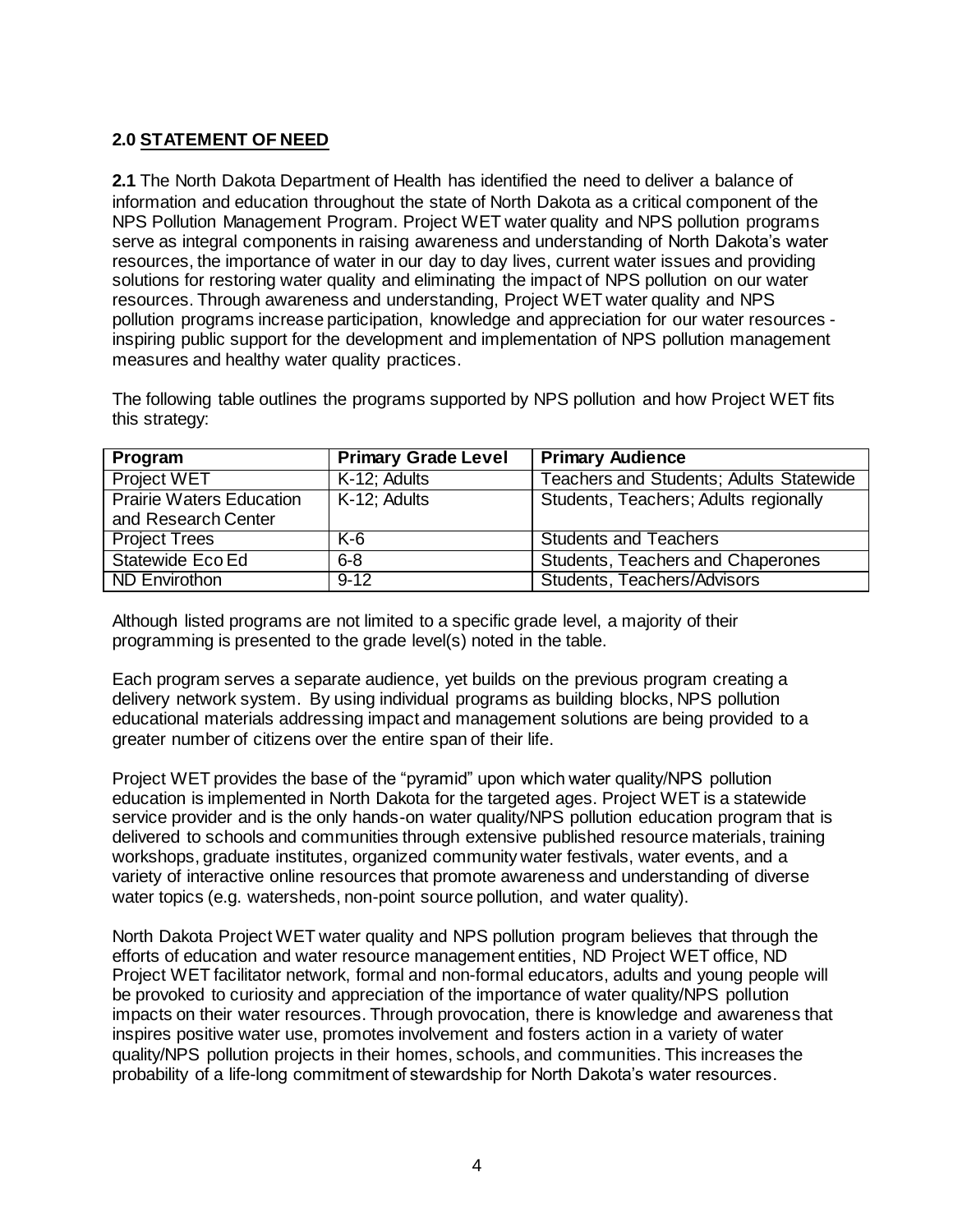## 2.0 STATEMENT OF NEED

**2.1** The North Dakota Department of Health has identified the need to deliver a balance of information and education throughout the state of North Dakota as a critical component of the NPS Pollution Management Program. Project WET water quality and NPS pollution programs serve as integral components in raising awareness and understanding of North Dakota's water resources, the importance of water in our day to day lives, current water issues and providing solutions for restoring water quality and eliminating the impact of NPS pollution on our water resources. Through awareness and understanding, Project WET water quality and NPS pollution programs increase participation, knowledge and appreciation for our water resources - inspiring public support for the development and implementation of NPS pollution management measures and healthy water quality practices.

The following table outlines the programs supported by NPS pollution and how Project WET fits this strategy:

| Program | Primary Grade Level | Primary Audience |
|---|---|---|
| Project WET | K-12; Adults | Teachers and Students; Adults Statewide |
| Prairie Waters Education and Research Center | K-12; Adults | Students, Teachers; Adults regionally |
| Project Trees | K-6 | Students and Teachers |
| Statewide Eco Ed | 6-8 | Students, Teachers and Chaperones |
| ND Envirothon | 9-12 | Students, Teachers/Advisors |

Although listed programs are not limited to a specific grade level, a majority of their programming is presented to the grade level(s) noted in the table.

Each program serves a separate audience, yet builds on the previous program creating a delivery network system. By using individual programs as building blocks, NPS pollution educational materials addressing impact and management solutions are being provided to a greater number of citizens over the entire span of their life.

Project WET provides the base of the "pyramid" upon which water quality/NPS pollution education is implemented in North Dakota for the targeted ages. Project WET is a statewide service provider and is the only hands-on water quality/NPS pollution education program that is delivered to schools and communities through extensive published resource materials, training workshops, graduate institutes, organized community water festivals, water events, and a variety of interactive online resources that promote awareness and understanding of diverse water topics (e.g. watersheds, non-point source pollution, and water quality).

North Dakota Project WET water quality and NPS pollution program believes that through the efforts of education and water resource management entities, ND Project WET office, ND Project WET facilitator network, formal and non-formal educators, adults and young people will be provoked to curiosity and appreciation of the importance of water quality/NPS pollution impacts on their water resources. Through provocation, there is knowledge and awareness that inspires positive water use, promotes involvement and fosters action in a variety of water quality/NPS pollution projects in their homes, schools, and communities. This increases the probability of a life-long commitment of stewardship for North Dakota's water resources.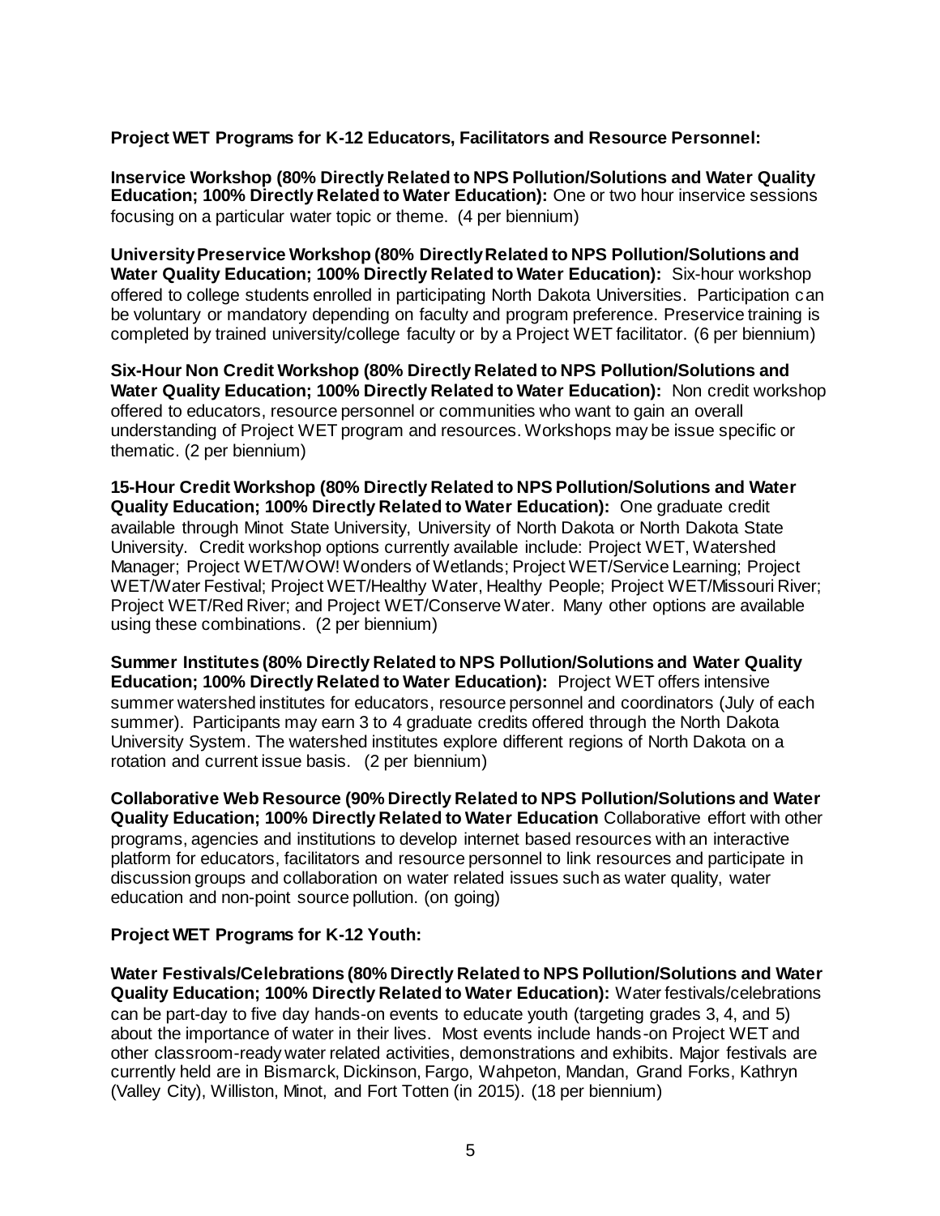**Project WET Programs for K-12 Educators, Facilitators and Resource Personnel:**

**Inservice Workshop (80% Directly Related to NPS Pollution/Solutions and Water Quality Education; 100% Directly Related to Water Education):** One or two hour inservice sessions focusing on a particular water topic or theme. (4 per biennium)

**University Preservice Workshop (80% Directly Related to NPS Pollution/Solutions and Water Quality Education; 100% Directly Related to Water Education):** Six-hour workshop offered to college students enrolled in participating North Dakota Universities. Participation can be voluntary or mandatory depending on faculty and program preference. Preservice training is completed by trained university/college faculty or by a Project WET facilitator. (6 per biennium)

**Six-Hour Non Credit Workshop (80% Directly Related to NPS Pollution/Solutions and Water Quality Education; 100% Directly Related to Water Education):** Non credit workshop offered to educators, resource personnel or communities who want to gain an overall understanding of Project WET program and resources. Workshops may be issue specific or thematic. (2 per biennium)

**15-Hour Credit Workshop (80% Directly Related to NPS Pollution/Solutions and Water Quality Education; 100% Directly Related to Water Education):** One graduate credit available through Minot State University, University of North Dakota or North Dakota State University. Credit workshop options currently available include: Project WET, Watershed Manager; Project WET/WOW! Wonders of Wetlands; Project WET/Service Learning; Project WET/Water Festival; Project WET/Healthy Water, Healthy People; Project WET/Missouri River; Project WET/Red River; and Project WET/Conserve Water. Many other options are available using these combinations. (2 per biennium)

**Summer Institutes (80% Directly Related to NPS Pollution/Solutions and Water Quality Education; 100% Directly Related to Water Education):** Project WET offers intensive summer watershed institutes for educators, resource personnel and coordinators (July of each summer). Participants may earn 3 to 4 graduate credits offered through the North Dakota University System. The watershed institutes explore different regions of North Dakota on a rotation and current issue basis. (2 per biennium)

**Collaborative Web Resource (90% Directly Related to NPS Pollution/Solutions and Water Quality Education; 100% Directly Related to Water Education** Collaborative effort with other programs, agencies and institutions to develop internet based resources with an interactive platform for educators, facilitators and resource personnel to link resources and participate in discussion groups and collaboration on water related issues such as water quality, water education and non-point source pollution. (on going)

**Project WET Programs for K-12 Youth:**

**Water Festivals/Celebrations (80% Directly Related to NPS Pollution/Solutions and Water Quality Education; 100% Directly Related to Water Education):** Water festivals/celebrations can be part-day to five day hands-on events to educate youth (targeting grades 3, 4, and 5) about the importance of water in their lives. Most events include hands-on Project WET and other classroom-ready water related activities, demonstrations and exhibits. Major festivals are currently held are in Bismarck, Dickinson, Fargo, Wahpeton, Mandan, Grand Forks, Kathryn (Valley City), Williston, Minot, and Fort Totten (in 2015). (18 per biennium)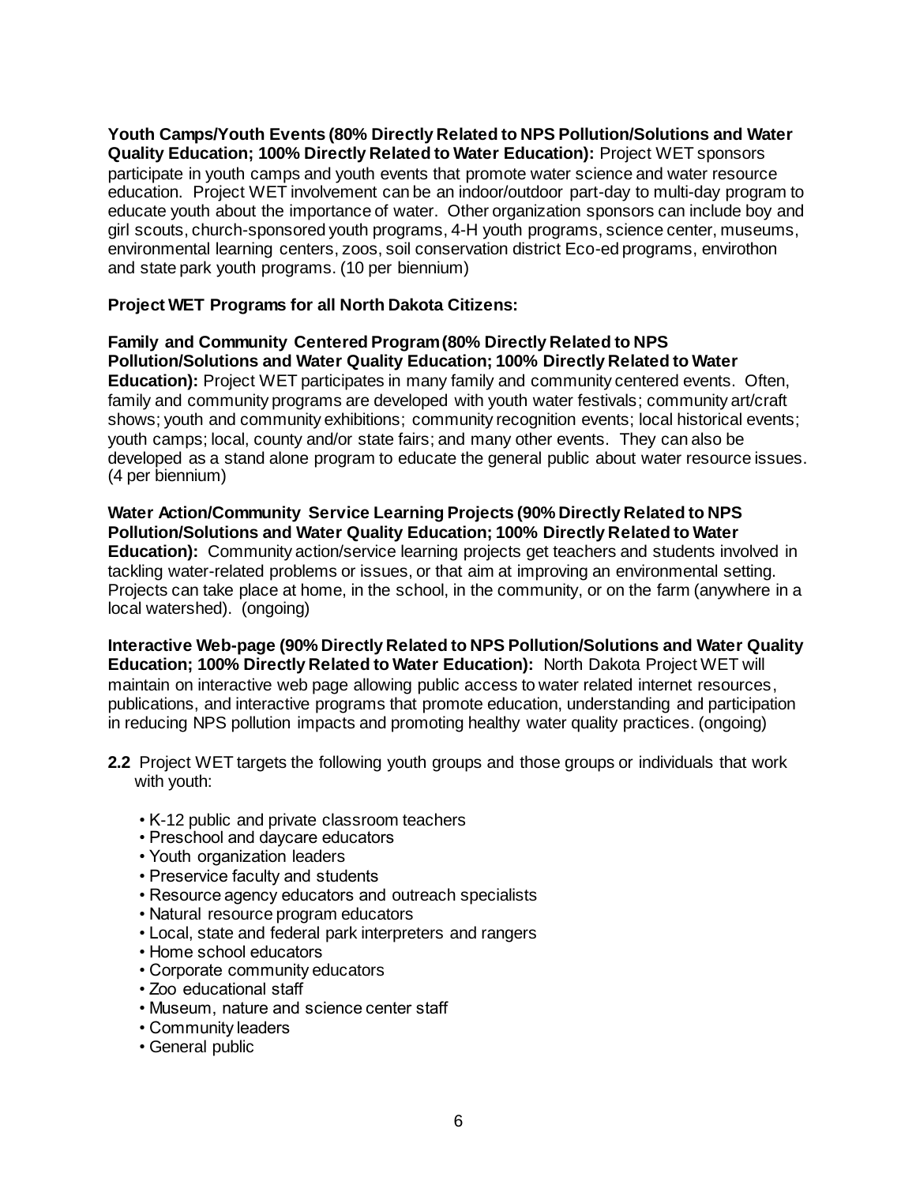**Youth Camps/Youth Events (80% Directly Related to NPS Pollution/Solutions and Water Quality Education; 100% Directly Related to Water Education):** Project WET sponsors participate in youth camps and youth events that promote water science and water resource education. Project WET involvement can be an indoor/outdoor part-day to multi-day program to educate youth about the importance of water. Other organization sponsors can include boy and girl scouts, church-sponsored youth programs, 4-H youth programs, science center, museums, environmental learning centers, zoos, soil conservation district Eco-ed programs, envirothon and state park youth programs. (10 per biennium)

**Project WET Programs for all North Dakota Citizens:**

**Family and Community Centered Program (80% Directly Related to NPS Pollution/Solutions and Water Quality Education; 100% Directly Related to Water Education):** Project WET participates in many family and community centered events. Often, family and community programs are developed with youth water festivals; community art/craft shows; youth and community exhibitions; community recognition events; local historical events; youth camps; local, county and/or state fairs; and many other events. They can also be developed as a stand alone program to educate the general public about water resource issues. (4 per biennium)

**Water Action/Community Service Learning Projects (90% Directly Related to NPS Pollution/Solutions and Water Quality Education; 100% Directly Related to Water Education):** Community action/service learning projects get teachers and students involved in tackling water-related problems or issues, or that aim at improving an environmental setting. Projects can take place at home, in the school, in the community, or on the farm (anywhere in a local watershed). (ongoing)

**Interactive Web-page (90% Directly Related to NPS Pollution/Solutions and Water Quality Education; 100% Directly Related to Water Education):** North Dakota Project WET will maintain on interactive web page allowing public access to water related internet resources, publications, and interactive programs that promote education, understanding and participation in reducing NPS pollution impacts and promoting healthy water quality practices. (ongoing)

**2.2** Project WET targets the following youth groups and those groups or individuals that work with youth:

- K-12 public and private classroom teachers
- Preschool and daycare educators
- Youth organization leaders
- Preservice faculty and students
- Resource agency educators and outreach specialists
- Natural resource program educators
- Local, state and federal park interpreters and rangers
- Home school educators
- Corporate community educators
- Zoo educational staff
- Museum, nature and science center staff
- Community leaders
- General public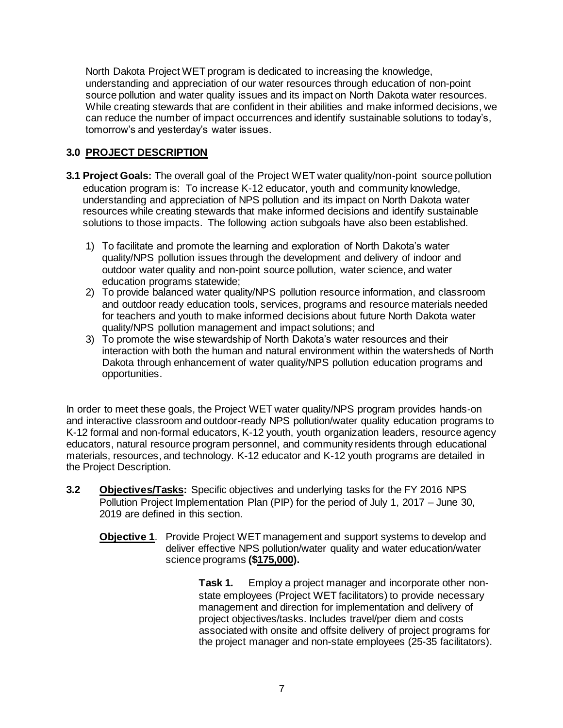North Dakota Project WET program is dedicated to increasing the knowledge, understanding and appreciation of our water resources through education of non-point source pollution and water quality issues and its impact on North Dakota water resources. While creating stewards that are confident in their abilities and make informed decisions, we can reduce the number of impact occurrences and identify sustainable solutions to today's, tomorrow's and yesterday's water issues.

## 3.0 PROJECT DESCRIPTION

**3.1 Project Goals:** The overall goal of the Project WET water quality/non-point source pollution education program is: To increase K-12 educator, youth and community knowledge, understanding and appreciation of NPS pollution and its impact on North Dakota water resources while creating stewards that make informed decisions and identify sustainable solutions to those impacts. The following action subgoals have also been established.

1) To facilitate and promote the learning and exploration of North Dakota's water quality/NPS pollution issues through the development and delivery of indoor and outdoor water quality and non-point source pollution, water science, and water education programs statewide;
2) To provide balanced water quality/NPS pollution resource information, and classroom and outdoor ready education tools, services, programs and resource materials needed for teachers and youth to make informed decisions about future North Dakota water quality/NPS pollution management and impact solutions; and
3) To promote the wise stewardship of North Dakota's water resources and their interaction with both the human and natural environment within the watersheds of North Dakota through enhancement of water quality/NPS pollution education programs and opportunities.

In order to meet these goals, the Project WET water quality/NPS program provides hands-on and interactive classroom and outdoor-ready NPS pollution/water quality education programs to K-12 formal and non-formal educators, K-12 youth, youth organization leaders, resource agency educators, natural resource program personnel, and community residents through educational materials, resources, and technology. K-12 educator and K-12 youth programs are detailed in the Project Description.

**3.2 Objectives/Tasks:** Specific objectives and underlying tasks for the FY 2016 NPS Pollution Project Implementation Plan (PIP) for the period of July 1, 2017 – June 30, 2019 are defined in this section.

**Objective 1**. Provide Project WET management and support systems to develop and deliver effective NPS pollution/water quality and water education/water science programs **($175,000).**

**Task 1.** Employ a project manager and incorporate other non-state employees (Project WET facilitators) to provide necessary management and direction for implementation and delivery of project objectives/tasks. Includes travel/per diem and costs associated with onsite and offsite delivery of project programs for the project manager and non-state employees (25-35 facilitators).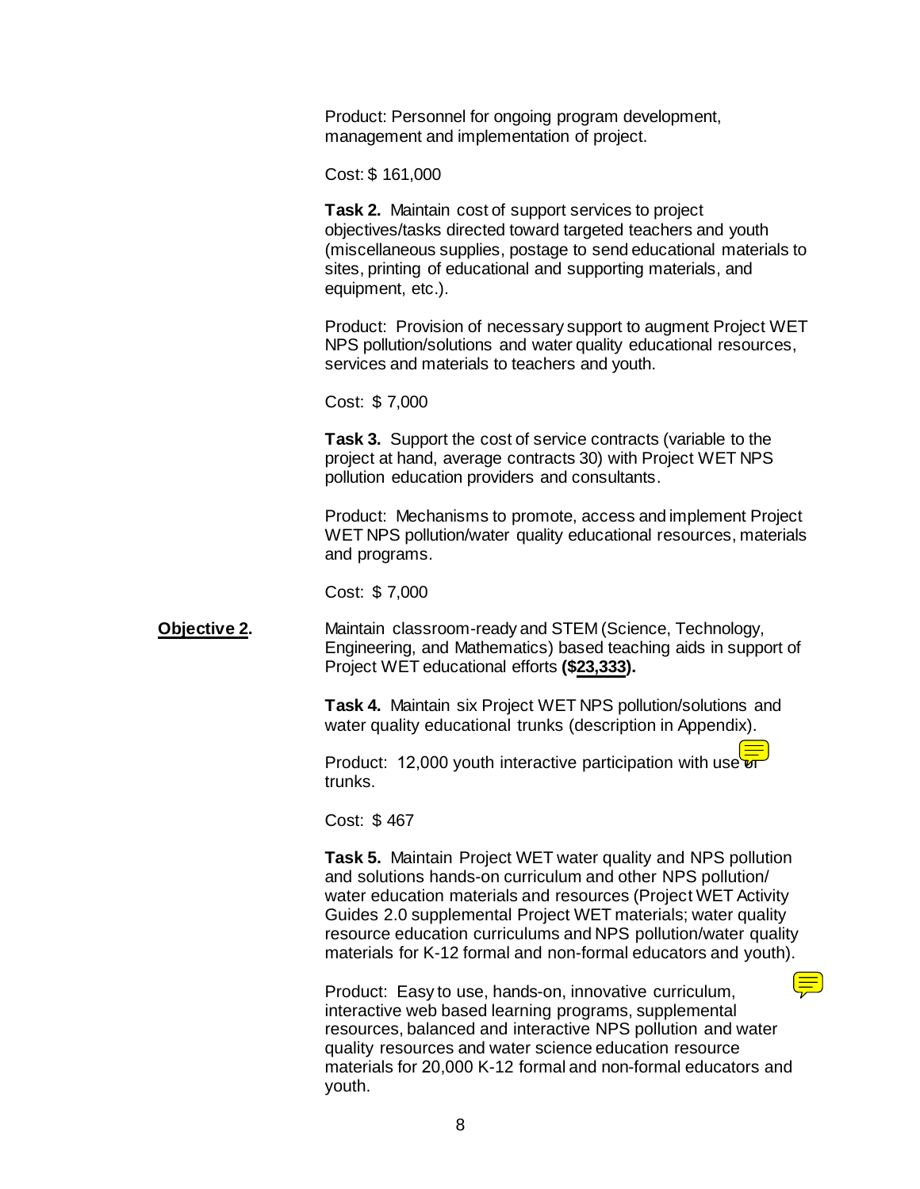Product: Personnel for ongoing program development, management and implementation of project.

Cost: $ 161,000

**Task 2.** Maintain cost of support services to project objectives/tasks directed toward targeted teachers and youth (miscellaneous supplies, postage to send educational materials to sites, printing of educational and supporting materials, and equipment, etc.).

Product: Provision of necessary support to augment Project WET NPS pollution/solutions and water quality educational resources, services and materials to teachers and youth.

Cost: $ 7,000

**Task 3.** Support the cost of service contracts (variable to the project at hand, average contracts 30) with Project WET NPS pollution education providers and consultants.

Product: Mechanisms to promote, access and implement Project WET NPS pollution/water quality educational resources, materials and programs.

Cost: $ 7,000

**Objective 2.** Maintain classroom-ready and STEM (Science, Technology, Engineering, and Mathematics) based teaching aids in support of Project WET educational efforts **($23,333).**

**Task 4.** Maintain six Project WET NPS pollution/solutions and water quality educational trunks (description in Appendix).

Product: 12,000 youth interactive participation with use of trunks.

Cost: $ 467

**Task 5.** Maintain Project WET water quality and NPS pollution and solutions hands-on curriculum and other NPS pollution/ water education materials and resources (Project WET Activity Guides 2.0 supplemental Project WET materials; water quality resource education curriculums and NPS pollution/water quality materials for K-12 formal and non-formal educators and youth).

Product: Easy to use, hands-on, innovative curriculum, interactive web based learning programs, supplemental resources, balanced and interactive NPS pollution and water quality resources and water science education resource materials for 20,000 K-12 formal and non-formal educators and youth.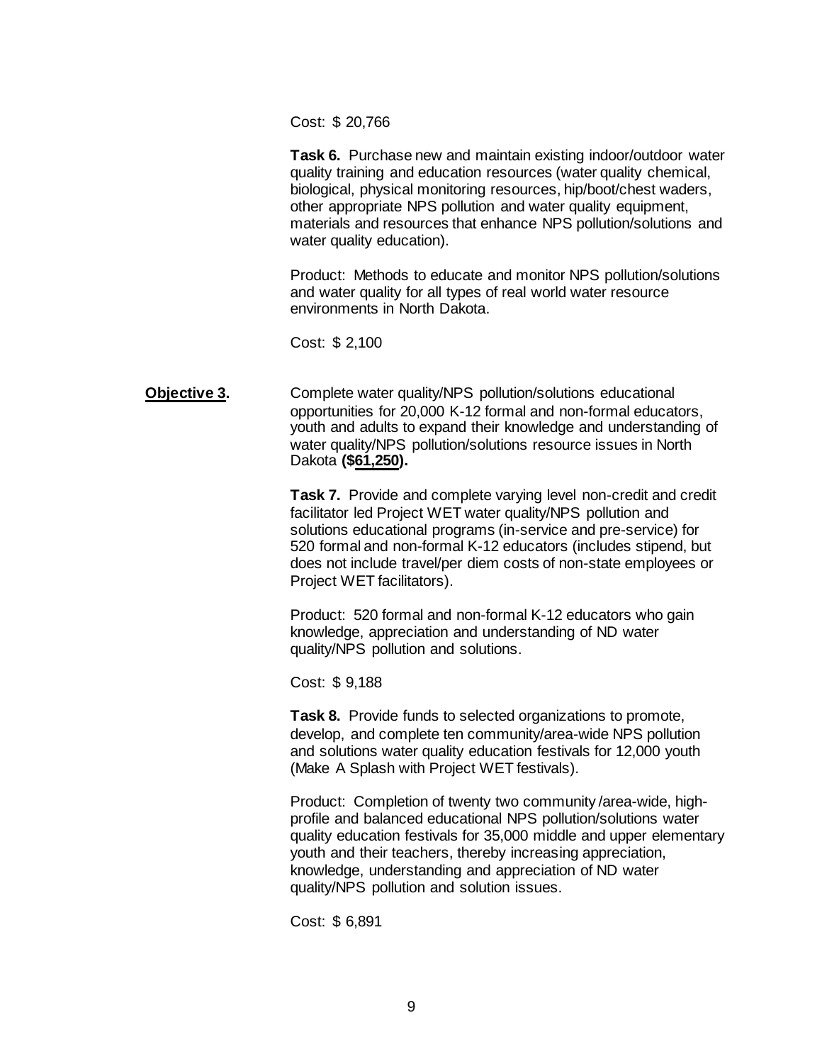Cost: $ 20,766

**Task 6.** Purchase new and maintain existing indoor/outdoor water quality training and education resources (water quality chemical, biological, physical monitoring resources, hip/boot/chest waders, other appropriate NPS pollution and water quality equipment, materials and resources that enhance NPS pollution/solutions and water quality education).

Product: Methods to educate and monitor NPS pollution/solutions and water quality for all types of real world water resource environments in North Dakota.

Cost: $ 2,100

**Objective 3.** Complete water quality/NPS pollution/solutions educational opportunities for 20,000 K-12 formal and non-formal educators, youth and adults to expand their knowledge and understanding of water quality/NPS pollution/solutions resource issues in North Dakota **($61,250).**

**Task 7.** Provide and complete varying level non-credit and credit facilitator led Project WET water quality/NPS pollution and solutions educational programs (in-service and pre-service) for 520 formal and non-formal K-12 educators (includes stipend, but does not include travel/per diem costs of non-state employees or Project WET facilitators).

Product: 520 formal and non-formal K-12 educators who gain knowledge, appreciation and understanding of ND water quality/NPS pollution and solutions.

Cost: $ 9,188

**Task 8.** Provide funds to selected organizations to promote, develop, and complete ten community/area-wide NPS pollution and solutions water quality education festivals for 12,000 youth (Make A Splash with Project WET festivals).

Product: Completion of twenty two community /area-wide, high-profile and balanced educational NPS pollution/solutions water quality education festivals for 35,000 middle and upper elementary youth and their teachers, thereby increasing appreciation, knowledge, understanding and appreciation of ND water quality/NPS pollution and solution issues.

Cost: $ 6,891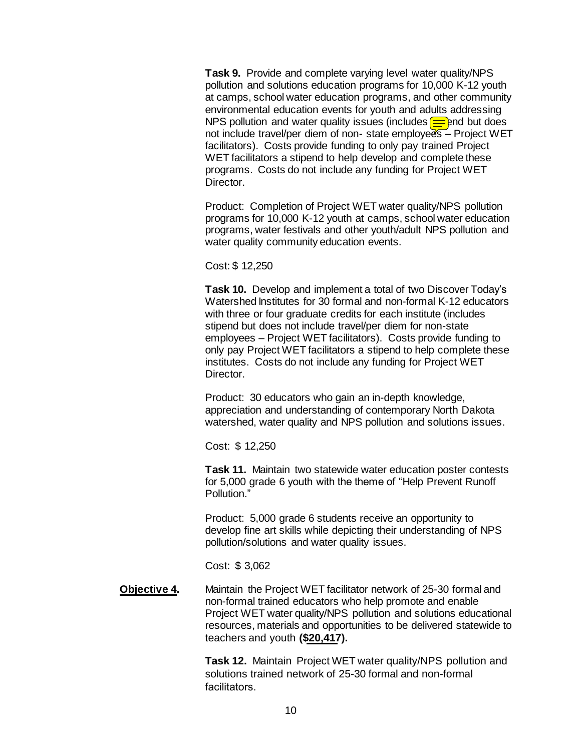**Task 9.** Provide and complete varying level water quality/NPS pollution and solutions education programs for 10,000 K-12 youth at camps, school water education programs, and other community environmental education events for youth and adults addressing NPS pollution and water quality issues (includes stipend but does not include travel/per diem of non- state employees – Project WET facilitators). Costs provide funding to only pay trained Project WET facilitators a stipend to help develop and complete these programs. Costs do not include any funding for Project WET Director.

Product: Completion of Project WET water quality/NPS pollution programs for 10,000 K-12 youth at camps, school water education programs, water festivals and other youth/adult NPS pollution and water quality community education events.

Cost: $ 12,250

**Task 10.** Develop and implement a total of two Discover Today's Watershed Institutes for 30 formal and non-formal K-12 educators with three or four graduate credits for each institute (includes stipend but does not include travel/per diem for non-state employees – Project WET facilitators). Costs provide funding to only pay Project WET facilitators a stipend to help complete these institutes. Costs do not include any funding for Project WET Director.

Product: 30 educators who gain an in-depth knowledge, appreciation and understanding of contemporary North Dakota watershed, water quality and NPS pollution and solutions issues.

Cost: $ 12,250

**Task 11.** Maintain two statewide water education poster contests for 5,000 grade 6 youth with the theme of "Help Prevent Runoff Pollution."

Product: 5,000 grade 6 students receive an opportunity to develop fine art skills while depicting their understanding of NPS pollution/solutions and water quality issues.

Cost: $ 3,062

**Objective 4.** Maintain the Project WET facilitator network of 25-30 formal and non-formal trained educators who help promote and enable Project WET water quality/NPS pollution and solutions educational resources, materials and opportunities to be delivered statewide to teachers and youth **($20,417).**

**Task 12.** Maintain Project WET water quality/NPS pollution and solutions trained network of 25-30 formal and non-formal facilitators.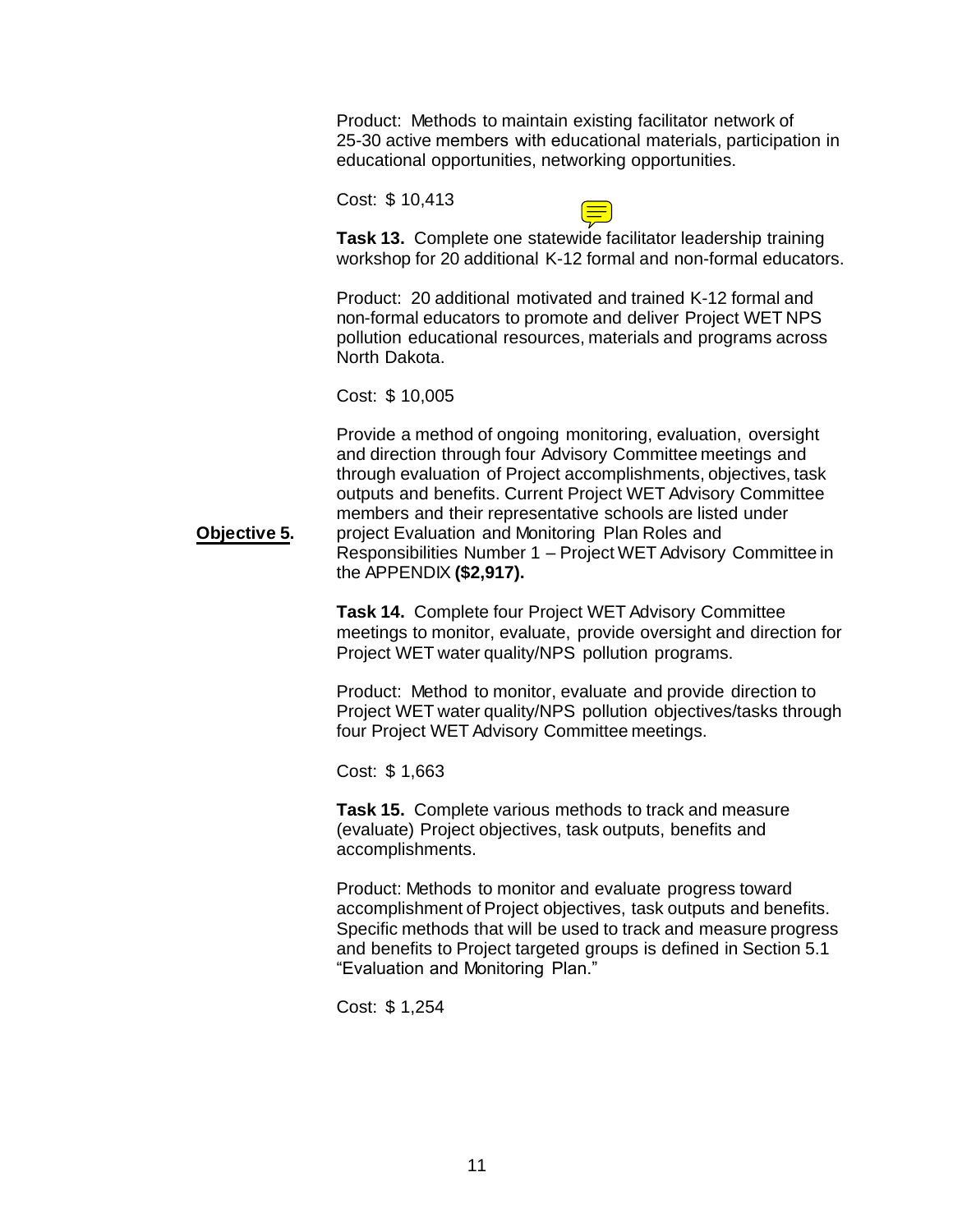Product: Methods to maintain existing facilitator network of 25-30 active members with educational materials, participation in educational opportunities, networking opportunities.

Cost: $ 10,413

**Task 13.** Complete one statewide facilitator leadership training workshop for 20 additional K-12 formal and non-formal educators.

Product: 20 additional motivated and trained K-12 formal and non-formal educators to promote and deliver Project WET NPS pollution educational resources, materials and programs across North Dakota.

Cost: $ 10,005

**Objective 5.** Provide a method of ongoing monitoring, evaluation, oversight and direction through four Advisory Committee meetings and through evaluation of Project accomplishments, objectives, task outputs and benefits. Current Project WET Advisory Committee members and their representative schools are listed under project Evaluation and Monitoring Plan Roles and Responsibilities Number 1 – Project WET Advisory Committee in the APPENDIX **($2,917).**

**Task 14.** Complete four Project WET Advisory Committee meetings to monitor, evaluate, provide oversight and direction for Project WET water quality/NPS pollution programs.

Product: Method to monitor, evaluate and provide direction to Project WET water quality/NPS pollution objectives/tasks through four Project WET Advisory Committee meetings.

Cost: $ 1,663

**Task 15.** Complete various methods to track and measure (evaluate) Project objectives, task outputs, benefits and accomplishments.

Product: Methods to monitor and evaluate progress toward accomplishment of Project objectives, task outputs and benefits. Specific methods that will be used to track and measure progress and benefits to Project targeted groups is defined in Section 5.1 "Evaluation and Monitoring Plan."

Cost: $ 1,254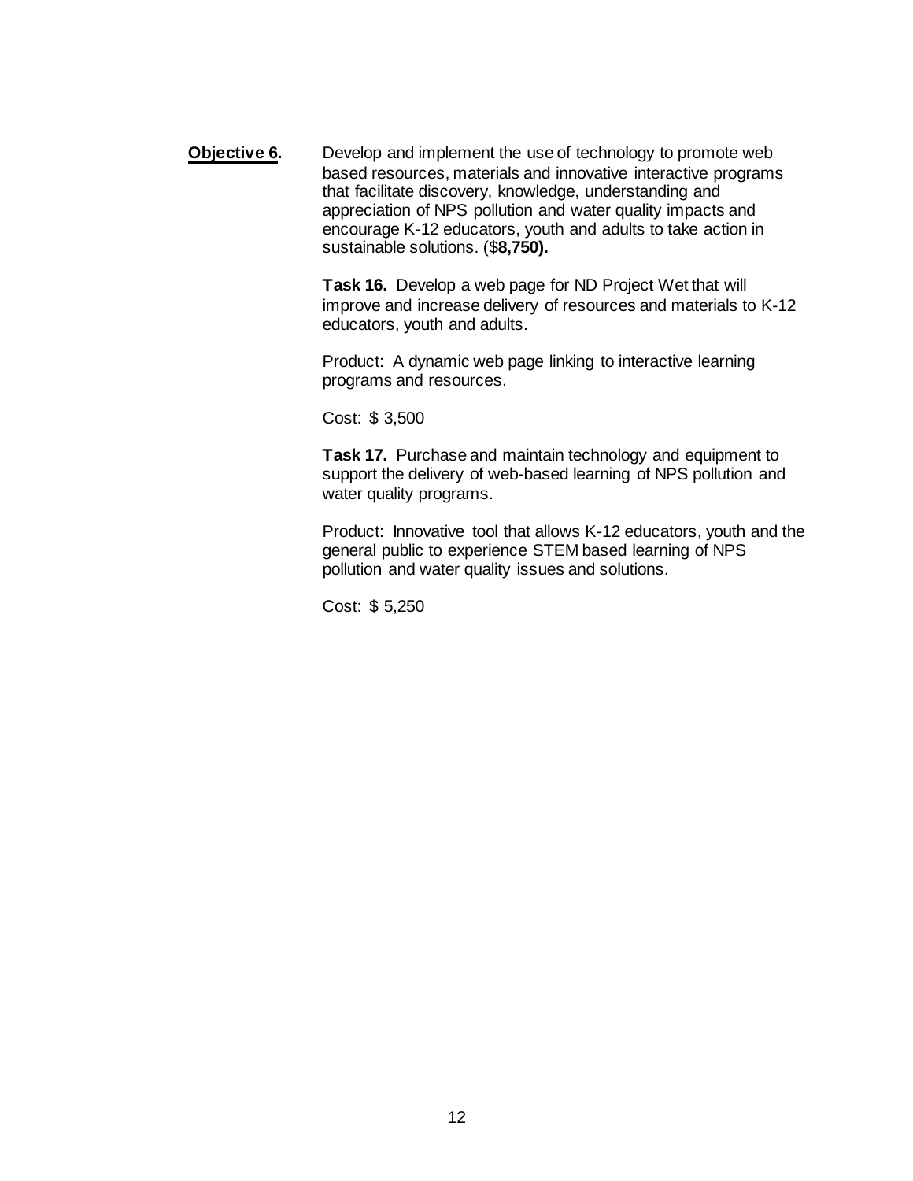**Objective 6.** Develop and implement the use of technology to promote web based resources, materials and innovative interactive programs that facilitate discovery, knowledge, understanding and appreciation of NPS pollution and water quality impacts and encourage K-12 educators, youth and adults to take action in sustainable solutions. ($**8,750).**

**Task 16.** Develop a web page for ND Project Wet that will improve and increase delivery of resources and materials to K-12 educators, youth and adults.

Product: A dynamic web page linking to interactive learning programs and resources.

Cost: $ 3,500

**Task 17.** Purchase and maintain technology and equipment to support the delivery of web-based learning of NPS pollution and water quality programs.

Product: Innovative tool that allows K-12 educators, youth and the general public to experience STEM based learning of NPS pollution and water quality issues and solutions.

Cost: $ 5,250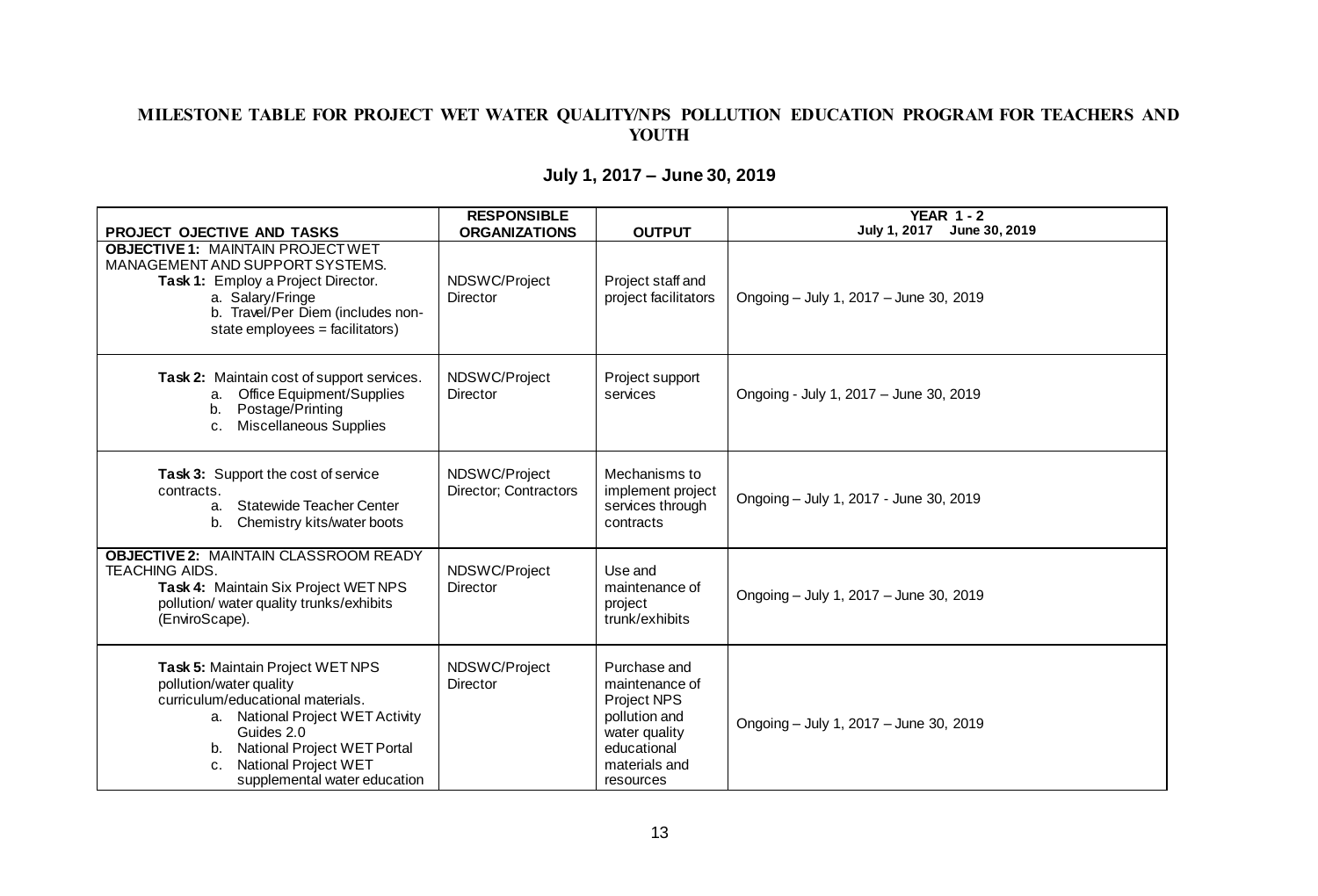## MILESTONE TABLE FOR PROJECT WET WATER QUALITY/NPS POLLUTION EDUCATION PROGRAM FOR TEACHERS AND YOUTH

### July 1, 2017 – June 30, 2019

| PROJECT OJECTIVE AND TASKS | RESPONSIBLE ORGANIZATIONS | OUTPUT | YEAR 1 - 2 July 1, 2017 June 30, 2019 |
|---|---|---|---|
| **OBJECTIVE 1:** MAINTAIN PROJECT WET MANAGEMENT AND SUPPORT SYSTEMS. **Task 1:** Employ a Project Director. a. Salary/Fringe b. Travel/Per Diem (includes non-state employees = facilitators) | NDSWC/Project Director | Project staff and project facilitators | Ongoing – July 1, 2017 – June 30, 2019 |
| **Task 2:** Maintain cost of support services. a. Office Equipment/Supplies b. Postage/Printing c. Miscellaneous Supplies | NDSWC/Project Director | Project support services | Ongoing - July 1, 2017 – June 30, 2019 |
| **Task 3:** Support the cost of service contracts. a. Statewide Teacher Center b. Chemistry kits/water boots | NDSWC/Project Director; Contractors | Mechanisms to implement project services through contracts | Ongoing – July 1, 2017 - June 30, 2019 |
| **OBJECTIVE 2:** MAINTAIN CLASSROOM READY TEACHING AIDS. **Task 4:** Maintain Six Project WET NPS pollution/ water quality trunks/exhibits (EnviroScape). | NDSWC/Project Director | Use and maintenance of project trunk/exhibits | Ongoing – July 1, 2017 – June 30, 2019 |
| **Task 5:** Maintain Project WET NPS pollution/water quality curriculum/educational materials. a. National Project WET Activity Guides 2.0 b. National Project WET Portal c. National Project WET supplemental water education | NDSWC/Project Director | Purchase and maintenance of Project NPS pollution and water quality educational materials and resources | Ongoing – July 1, 2017 – June 30, 2019 |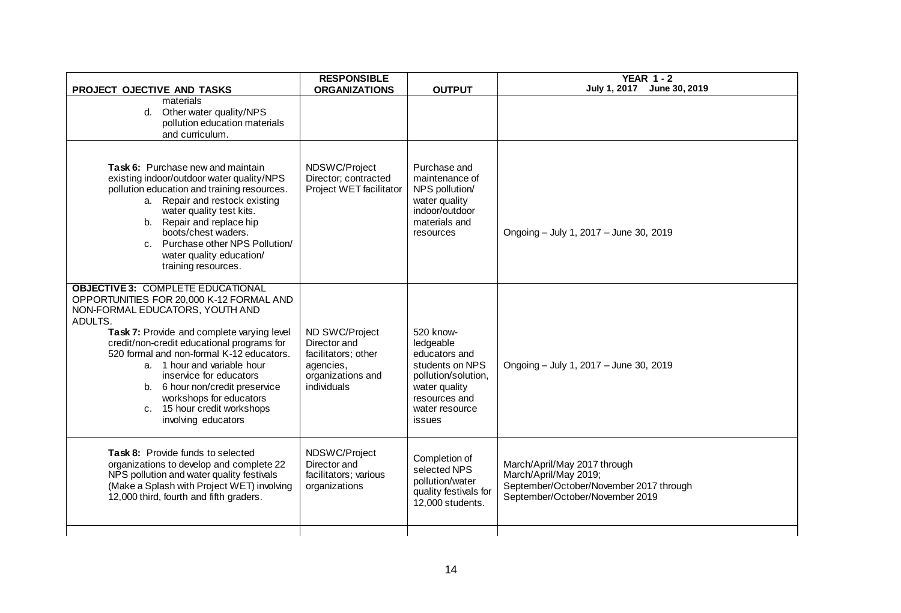| PROJECT OJECTIVE AND TASKS | RESPONSIBLE ORGANIZATIONS | OUTPUT | YEAR 1 - 2 July 1, 2017 June 30, 2019 |
|---|---|---|---|
| materials<br>d. Other water quality/NPS pollution education materials and curriculum. | | | |
| **Task 6:** Purchase new and maintain existing indoor/outdoor water quality/NPS pollution education and training resources.<br>a. Repair and restock existing water quality test kits.<br>b. Repair and replace hip boots/chest waders.<br>c. Purchase other NPS Pollution/ water quality education/ training resources. | NDSWC/Project Director; contracted Project WET facilitator | Purchase and maintenance of NPS pollution/ water quality indoor/outdoor materials and resources | Ongoing – July 1, 2017 – June 30, 2019 |
| **OBJECTIVE 3:** COMPLETE EDUCATIONAL OPPORTUNITIES FOR 20,000 K-12 FORMAL AND NON-FORMAL EDUCATORS, YOUTH AND ADULTS.<br>**Task 7:** Provide and complete varying level credit/non-credit educational programs for 520 formal and non-formal K-12 educators.<br>a. 1 hour and variable hour inservice for educators<br>b. 6 hour non/credit preservice workshops for educators<br>c. 15 hour credit workshops involving educators | ND SWC/Project Director and facilitators; other agencies, organizations and individuals | 520 know-ledgeable educators and students on NPS pollution/solution, water quality resources and water resource issues | Ongoing – July 1, 2017 – June 30, 2019 |
| **Task 8:** Provide funds to selected organizations to develop and complete 22 NPS pollution and water quality festivals (Make a Splash with Project WET) involving 12,000 third, fourth and fifth graders. | NDSWC/Project Director and facilitators; various organizations | Completion of selected NPS pollution/water quality festivals for 12,000 students. | March/April/May 2017 through March/April/May 2019;<br>September/October/November 2017 through September/October/November 2019 |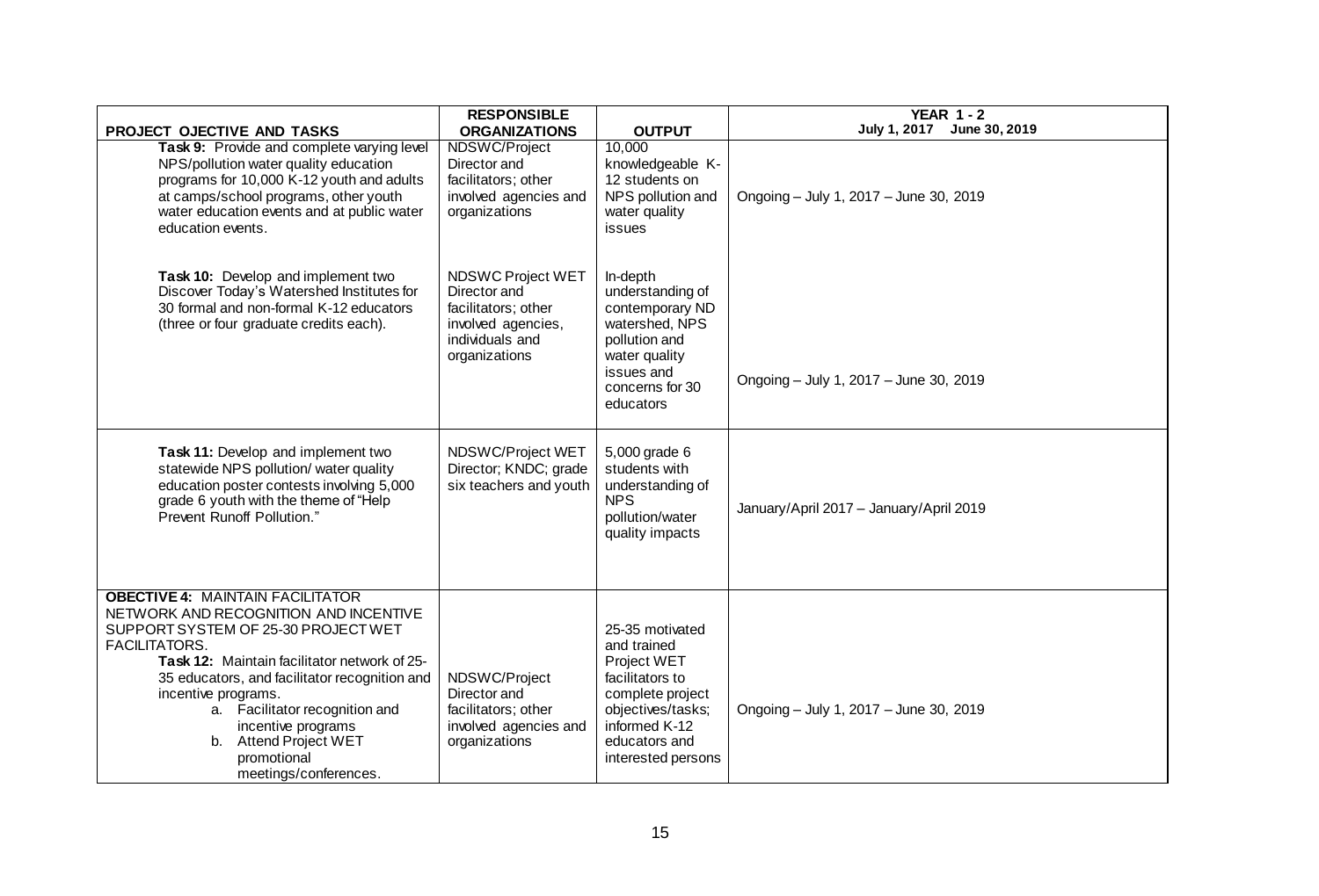| PROJECT OJECTIVE AND TASKS | RESPONSIBLE ORGANIZATIONS | OUTPUT | YEAR 1 - 2 July 1, 2017 June 30, 2019 |
|---|---|---|---|
| **Task 9:** Provide and complete varying level NPS/pollution water quality education programs for 10,000 K-12 youth and adults at camps/school programs, other youth water education events and at public water education events. | NDSWC/Project Director and facilitators; other involved agencies and organizations | 10,000 knowledgeable K-12 students on NPS pollution and water quality issues | Ongoing – July 1, 2017 – June 30, 2019 |
| **Task 10:** Develop and implement two Discover Today's Watershed Institutes for 30 formal and non-formal K-12 educators (three or four graduate credits each). | NDSWC Project WET Director and facilitators; other involved agencies, individuals and organizations | In-depth understanding of contemporary ND watershed, NPS pollution and water quality issues and concerns for 30 educators | Ongoing – July 1, 2017 – June 30, 2019 |
| **Task 11:** Develop and implement two statewide NPS pollution/ water quality education poster contests involving 5,000 grade 6 youth with the theme of "Help Prevent Runoff Pollution." | NDSWC/Project WET Director; KNDC; grade six teachers and youth | 5,000 grade 6 students with understanding of NPS pollution/water quality impacts | January/April 2017 – January/April 2019 |
| **OBJECTIVE 4:** MAINTAIN FACILITATOR NETWORK AND RECOGNITION AND INCENTIVE SUPPORT SYSTEM OF 25-30 PROJECT WET FACILITATORS. **Task 12:** Maintain facilitator network of 25-35 educators, and facilitator recognition and incentive programs. a. Facilitator recognition and incentive programs b. Attend Project WET promotional meetings/conferences. | NDSWC/Project Director and facilitators; other involved agencies and organizations | 25-35 motivated and trained Project WET facilitators to complete project objectives/tasks; informed K-12 educators and interested persons | Ongoing – July 1, 2017 – June 30, 2019 |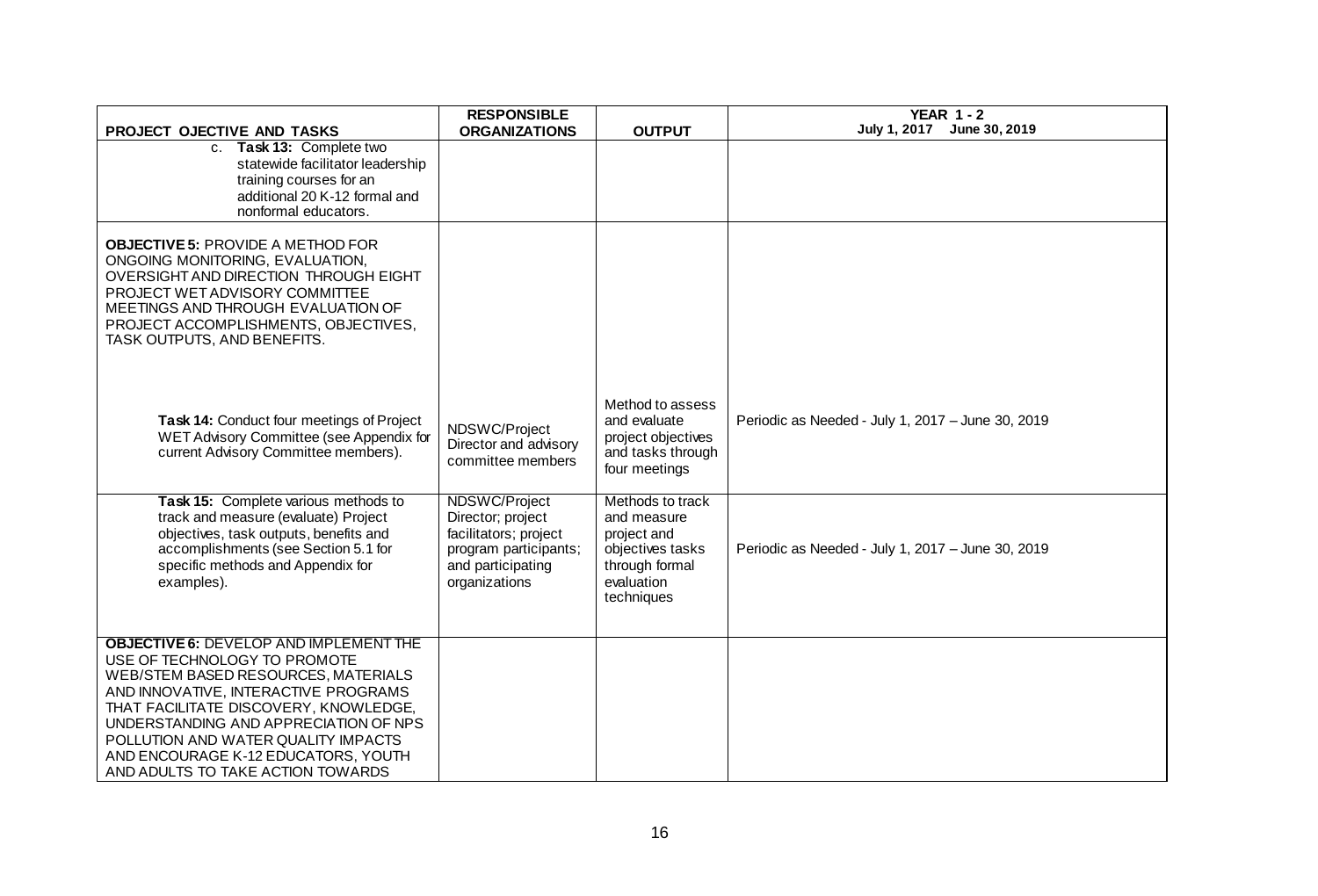| PROJECT OJECTIVE AND TASKS | RESPONSIBLE ORGANIZATIONS | OUTPUT | YEAR 1 - 2 July 1, 2017 June 30, 2019 |
|---|---|---|---|
| c. **Task 13:** Complete two statewide facilitator leadership training courses for an additional 20 K-12 formal and nonformal educators. | | | |
| **OBJECTIVE 5:** PROVIDE A METHOD FOR ONGOING MONITORING, EVALUATION, OVERSIGHT AND DIRECTION THROUGH EIGHT PROJECT WET ADVISORY COMMITTEE MEETINGS AND THROUGH EVALUATION OF PROJECT ACCOMPLISHMENTS, OBJECTIVES, TASK OUTPUTS, AND BENEFITS. | | | |
| **Task 14:** Conduct four meetings of Project WET Advisory Committee (see Appendix for current Advisory Committee members). | NDSWC/Project Director and advisory committee members | Method to assess and evaluate project objectives and tasks through four meetings | Periodic as Needed - July 1, 2017 – June 30, 2019 |
| **Task 15:** Complete various methods to track and measure (evaluate) Project objectives, task outputs, benefits and accomplishments (see Section 5.1 for specific methods and Appendix for examples). | NDSWC/Project Director; project facilitators; project program participants; and participating organizations | Methods to track and measure project and objectives tasks through formal evaluation techniques | Periodic as Needed - July 1, 2017 – June 30, 2019 |
| **OBJECTIVE 6:** DEVELOP AND IMPLEMENT THE USE OF TECHNOLOGY TO PROMOTE WEB/STEM BASED RESOURCES, MATERIALS AND INNOVATIVE, INTERACTIVE PROGRAMS THAT FACILITATE DISCOVERY, KNOWLEDGE, UNDERSTANDING AND APPRECIATION OF NPS POLLUTION AND WATER QUALITY IMPACTS AND ENCOURAGE K-12 EDUCATORS, YOUTH AND ADULTS TO TAKE ACTION TOWARDS | | | |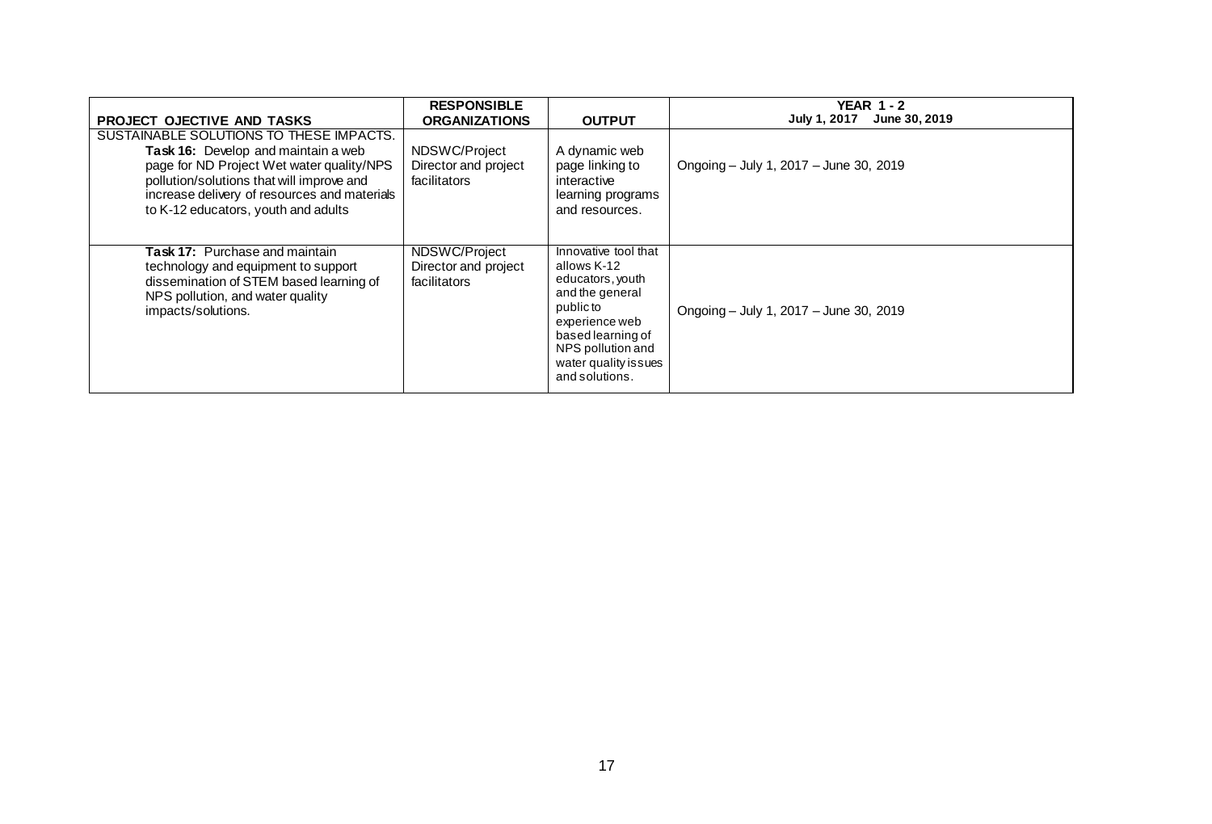| PROJECT OJECTIVE AND TASKS | RESPONSIBLE ORGANIZATIONS | OUTPUT | YEAR 1 - 2 July 1, 2017 June 30, 2019 |
|---|---|---|---|
| SUSTAINABLE SOLUTIONS TO THESE IMPACTS. **Task 16:** Develop and maintain a web page for ND Project Wet water quality/NPS pollution/solutions that will improve and increase delivery of resources and materials to K-12 educators, youth and adults | NDSWC/Project Director and project facilitators | A dynamic web page linking to interactive learning programs and resources. | Ongoing – July 1, 2017 – June 30, 2019 |
| **Task 17:** Purchase and maintain technology and equipment to support dissemination of STEM based learning of NPS pollution, and water quality impacts/solutions. | NDSWC/Project Director and project facilitators | Innovative tool that allows K-12 educators, youth and the general public to experience web based learning of NPS pollution and water quality issues and solutions. | Ongoing – July 1, 2017 – June 30, 2019 |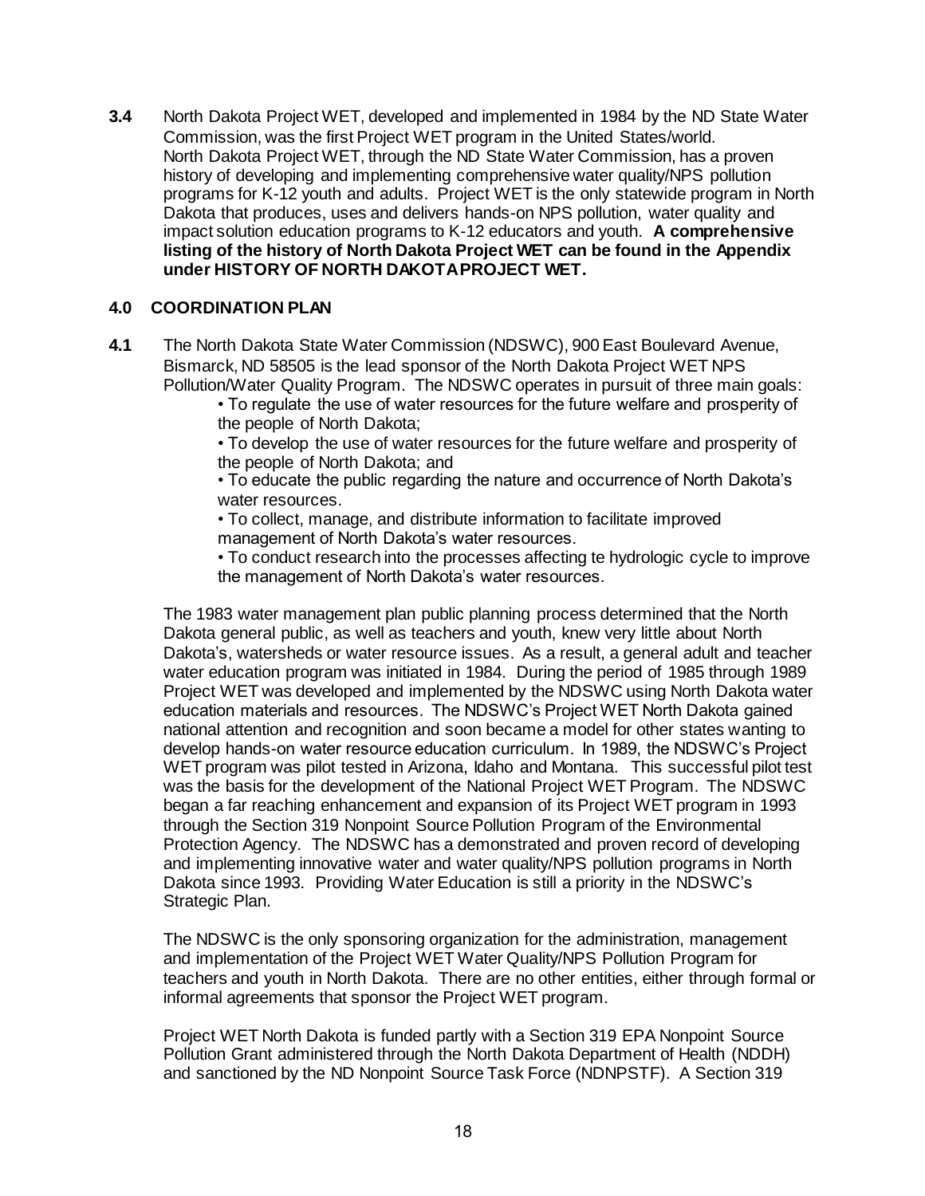**3.4** North Dakota Project WET, developed and implemented in 1984 by the ND State Water Commission, was the first Project WET program in the United States/world. North Dakota Project WET, through the ND State Water Commission, has a proven history of developing and implementing comprehensive water quality/NPS pollution programs for K-12 youth and adults. Project WET is the only statewide program in North Dakota that produces, uses and delivers hands-on NPS pollution, water quality and impact solution education programs to K-12 educators and youth. **A comprehensive listing of the history of North Dakota Project WET can be found in the Appendix under HISTORY OF NORTH DAKOTA PROJECT WET.**

## 4.0 COORDINATION PLAN

**4.1** The North Dakota State Water Commission (NDSWC), 900 East Boulevard Avenue, Bismarck, ND 58505 is the lead sponsor of the North Dakota Project WET NPS Pollution/Water Quality Program. The NDSWC operates in pursuit of three main goals:

- To regulate the use of water resources for the future welfare and prosperity of the people of North Dakota;
- To develop the use of water resources for the future welfare and prosperity of the people of North Dakota; and
- To educate the public regarding the nature and occurrence of North Dakota's water resources.
- To collect, manage, and distribute information to facilitate improved management of North Dakota's water resources.
- To conduct research into the processes affecting te hydrologic cycle to improve the management of North Dakota's water resources.

The 1983 water management plan public planning process determined that the North Dakota general public, as well as teachers and youth, knew very little about North Dakota's, watersheds or water resource issues. As a result, a general adult and teacher water education program was initiated in 1984. During the period of 1985 through 1989 Project WET was developed and implemented by the NDSWC using North Dakota water education materials and resources. The NDSWC's Project WET North Dakota gained national attention and recognition and soon became a model for other states wanting to develop hands-on water resource education curriculum. In 1989, the NDSWC's Project WET program was pilot tested in Arizona, Idaho and Montana. This successful pilot test was the basis for the development of the National Project WET Program. The NDSWC began a far reaching enhancement and expansion of its Project WET program in 1993 through the Section 319 Nonpoint Source Pollution Program of the Environmental Protection Agency. The NDSWC has a demonstrated and proven record of developing and implementing innovative water and water quality/NPS pollution programs in North Dakota since 1993. Providing Water Education is still a priority in the NDSWC's Strategic Plan.

The NDSWC is the only sponsoring organization for the administration, management and implementation of the Project WET Water Quality/NPS Pollution Program for teachers and youth in North Dakota. There are no other entities, either through formal or informal agreements that sponsor the Project WET program.

Project WET North Dakota is funded partly with a Section 319 EPA Nonpoint Source Pollution Grant administered through the North Dakota Department of Health (NDDH) and sanctioned by the ND Nonpoint Source Task Force (NDNPSTF). A Section 319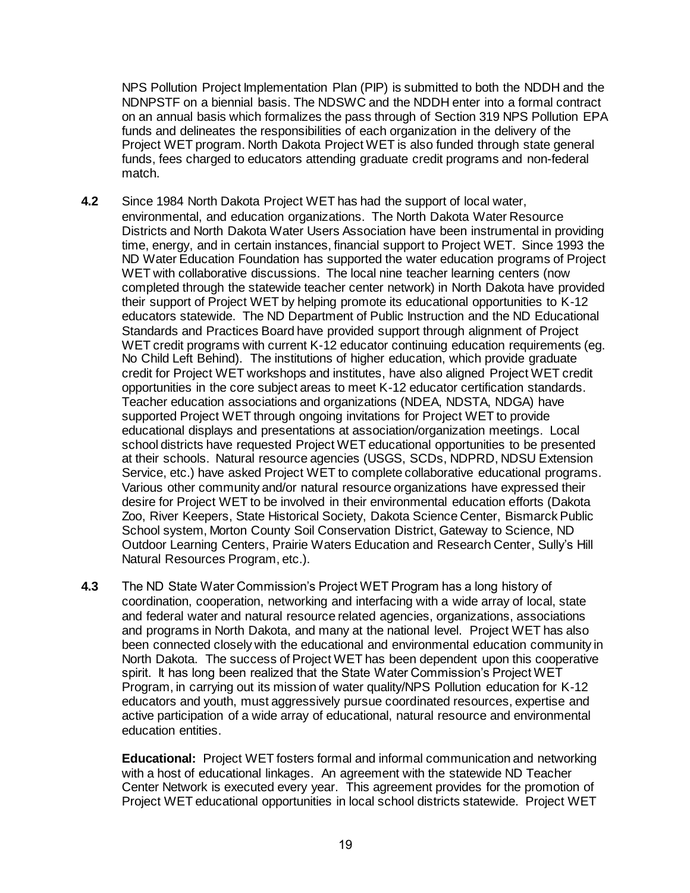NPS Pollution Project Implementation Plan (PIP) is submitted to both the NDDH and the NDNPSTF on a biennial basis. The NDSWC and the NDDH enter into a formal contract on an annual basis which formalizes the pass through of Section 319 NPS Pollution EPA funds and delineates the responsibilities of each organization in the delivery of the Project WET program. North Dakota Project WET is also funded through state general funds, fees charged to educators attending graduate credit programs and non-federal match.

**4.2** Since 1984 North Dakota Project WET has had the support of local water, environmental, and education organizations. The North Dakota Water Resource Districts and North Dakota Water Users Association have been instrumental in providing time, energy, and in certain instances, financial support to Project WET. Since 1993 the ND Water Education Foundation has supported the water education programs of Project WET with collaborative discussions. The local nine teacher learning centers (now completed through the statewide teacher center network) in North Dakota have provided their support of Project WET by helping promote its educational opportunities to K-12 educators statewide. The ND Department of Public Instruction and the ND Educational Standards and Practices Board have provided support through alignment of Project WET credit programs with current K-12 educator continuing education requirements (eg. No Child Left Behind). The institutions of higher education, which provide graduate credit for Project WET workshops and institutes, have also aligned Project WET credit opportunities in the core subject areas to meet K-12 educator certification standards. Teacher education associations and organizations (NDEA, NDSTA, NDGA) have supported Project WET through ongoing invitations for Project WET to provide educational displays and presentations at association/organization meetings. Local school districts have requested Project WET educational opportunities to be presented at their schools. Natural resource agencies (USGS, SCDs, NDPRD, NDSU Extension Service, etc.) have asked Project WET to complete collaborative educational programs. Various other community and/or natural resource organizations have expressed their desire for Project WET to be involved in their environmental education efforts (Dakota Zoo, River Keepers, State Historical Society, Dakota Science Center, Bismarck Public School system, Morton County Soil Conservation District, Gateway to Science, ND Outdoor Learning Centers, Prairie Waters Education and Research Center, Sully's Hill Natural Resources Program, etc.).

**4.3** The ND State Water Commission's Project WET Program has a long history of coordination, cooperation, networking and interfacing with a wide array of local, state and federal water and natural resource related agencies, organizations, associations and programs in North Dakota, and many at the national level. Project WET has also been connected closely with the educational and environmental education community in North Dakota. The success of Project WET has been dependent upon this cooperative spirit. It has long been realized that the State Water Commission's Project WET Program, in carrying out its mission of water quality/NPS Pollution education for K-12 educators and youth, must aggressively pursue coordinated resources, expertise and active participation of a wide array of educational, natural resource and environmental education entities.

**Educational:** Project WET fosters formal and informal communication and networking with a host of educational linkages. An agreement with the statewide ND Teacher Center Network is executed every year. This agreement provides for the promotion of Project WET educational opportunities in local school districts statewide. Project WET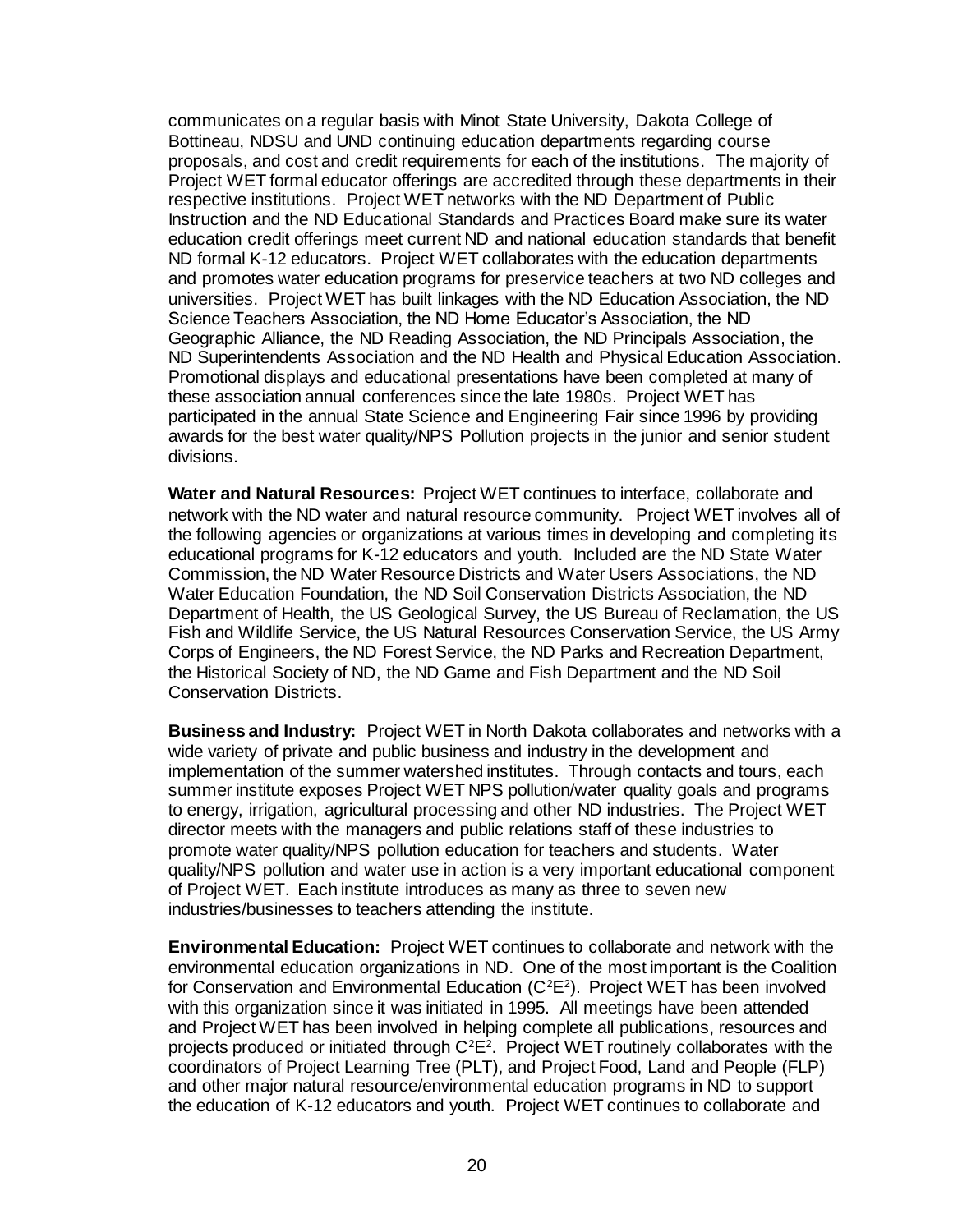communicates on a regular basis with Minot State University, Dakota College of Bottineau, NDSU and UND continuing education departments regarding course proposals, and cost and credit requirements for each of the institutions. The majority of Project WET formal educator offerings are accredited through these departments in their respective institutions. Project WET networks with the ND Department of Public Instruction and the ND Educational Standards and Practices Board make sure its water education credit offerings meet current ND and national education standards that benefit ND formal K-12 educators. Project WET collaborates with the education departments and promotes water education programs for preservice teachers at two ND colleges and universities. Project WET has built linkages with the ND Education Association, the ND Science Teachers Association, the ND Home Educator's Association, the ND Geographic Alliance, the ND Reading Association, the ND Principals Association, the ND Superintendents Association and the ND Health and Physical Education Association. Promotional displays and educational presentations have been completed at many of these association annual conferences since the late 1980s. Project WET has participated in the annual State Science and Engineering Fair since 1996 by providing awards for the best water quality/NPS Pollution projects in the junior and senior student divisions.

**Water and Natural Resources:** Project WET continues to interface, collaborate and network with the ND water and natural resource community. Project WET involves all of the following agencies or organizations at various times in developing and completing its educational programs for K-12 educators and youth. Included are the ND State Water Commission, the ND Water Resource Districts and Water Users Associations, the ND Water Education Foundation, the ND Soil Conservation Districts Association, the ND Department of Health, the US Geological Survey, the US Bureau of Reclamation, the US Fish and Wildlife Service, the US Natural Resources Conservation Service, the US Army Corps of Engineers, the ND Forest Service, the ND Parks and Recreation Department, the Historical Society of ND, the ND Game and Fish Department and the ND Soil Conservation Districts.

**Business and Industry:** Project WET in North Dakota collaborates and networks with a wide variety of private and public business and industry in the development and implementation of the summer watershed institutes. Through contacts and tours, each summer institute exposes Project WET NPS pollution/water quality goals and programs to energy, irrigation, agricultural processing and other ND industries. The Project WET director meets with the managers and public relations staff of these industries to promote water quality/NPS pollution education for teachers and students. Water quality/NPS pollution and water use in action is a very important educational component of Project WET. Each institute introduces as many as three to seven new industries/businesses to teachers attending the institute.

**Environmental Education:** Project WET continues to collaborate and network with the environmental education organizations in ND. One of the most important is the Coalition for Conservation and Environmental Education ($C^2E^2$). Project WET has been involved with this organization since it was initiated in 1995. All meetings have been attended and Project WET has been involved in helping complete all publications, resources and projects produced or initiated through $C^2E^2$. Project WET routinely collaborates with the coordinators of Project Learning Tree (PLT), and Project Food, Land and People (FLP) and other major natural resource/environmental education programs in ND to support the education of K-12 educators and youth. Project WET continues to collaborate and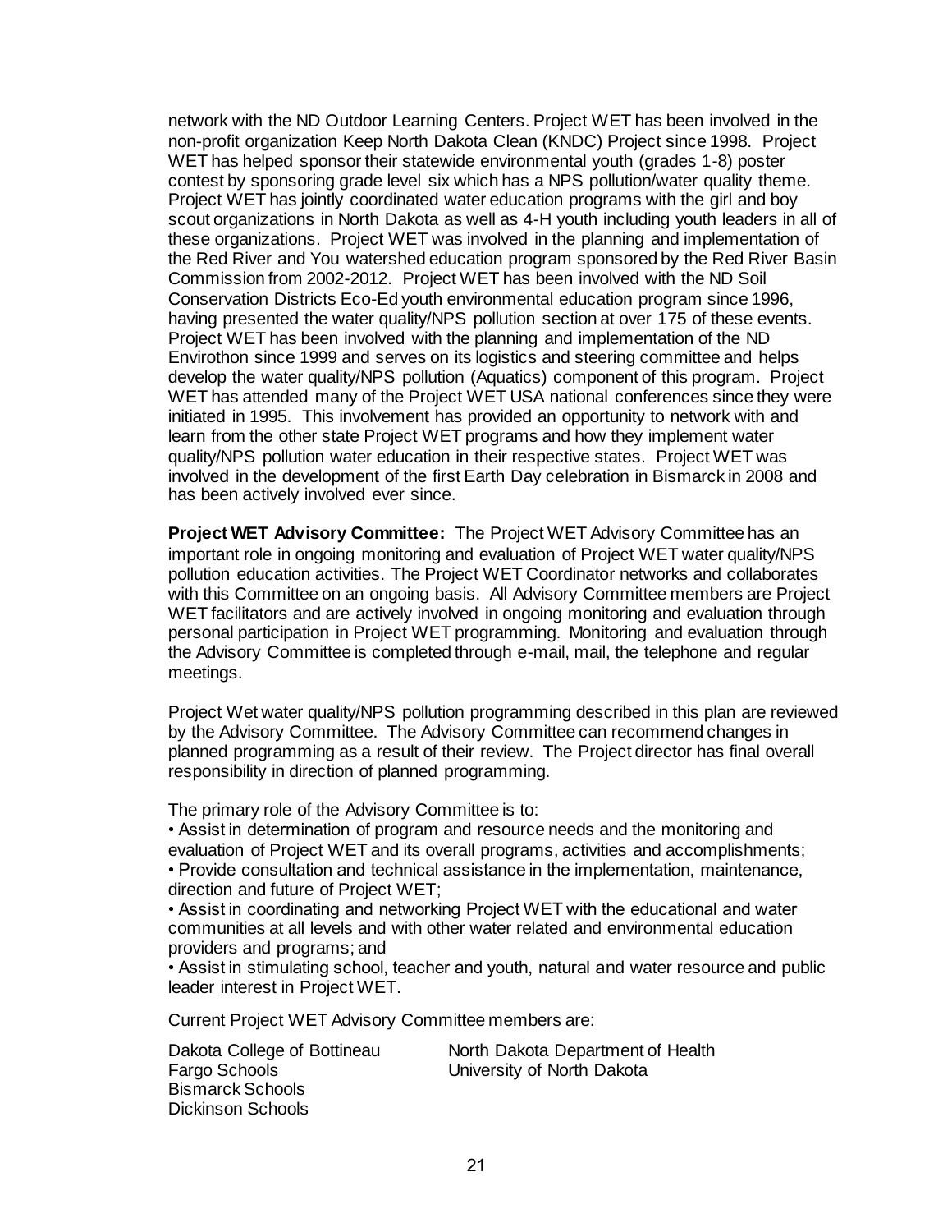network with the ND Outdoor Learning Centers. Project WET has been involved in the non-profit organization Keep North Dakota Clean (KNDC) Project since 1998. Project WET has helped sponsor their statewide environmental youth (grades 1-8) poster contest by sponsoring grade level six which has a NPS pollution/water quality theme. Project WET has jointly coordinated water education programs with the girl and boy scout organizations in North Dakota as well as 4-H youth including youth leaders in all of these organizations. Project WET was involved in the planning and implementation of the Red River and You watershed education program sponsored by the Red River Basin Commission from 2002-2012. Project WET has been involved with the ND Soil Conservation Districts Eco-Ed youth environmental education program since 1996, having presented the water quality/NPS pollution section at over 175 of these events. Project WET has been involved with the planning and implementation of the ND Envirothon since 1999 and serves on its logistics and steering committee and helps develop the water quality/NPS pollution (Aquatics) component of this program. Project WET has attended many of the Project WET USA national conferences since they were initiated in 1995. This involvement has provided an opportunity to network with and learn from the other state Project WET programs and how they implement water quality/NPS pollution water education in their respective states. Project WET was involved in the development of the first Earth Day celebration in Bismarck in 2008 and has been actively involved ever since.

**Project WET Advisory Committee:** The Project WET Advisory Committee has an important role in ongoing monitoring and evaluation of Project WET water quality/NPS pollution education activities. The Project WET Coordinator networks and collaborates with this Committee on an ongoing basis. All Advisory Committee members are Project WET facilitators and are actively involved in ongoing monitoring and evaluation through personal participation in Project WET programming. Monitoring and evaluation through the Advisory Committee is completed through e-mail, mail, the telephone and regular meetings.

Project Wet water quality/NPS pollution programming described in this plan are reviewed by the Advisory Committee. The Advisory Committee can recommend changes in planned programming as a result of their review. The Project director has final overall responsibility in direction of planned programming.

The primary role of the Advisory Committee is to:

- Assist in determination of program and resource needs and the monitoring and evaluation of Project WET and its overall programs, activities and accomplishments;
- Provide consultation and technical assistance in the implementation, maintenance, direction and future of Project WET;
- Assist in coordinating and networking Project WET with the educational and water communities at all levels and with other water related and environmental education providers and programs; and
- Assist in stimulating school, teacher and youth, natural and water resource and public leader interest in Project WET.

Current Project WET Advisory Committee members are:

Dakota College of Bottineau
Fargo Schools
Bismarck Schools
Dickinson Schools
North Dakota Department of Health
University of North Dakota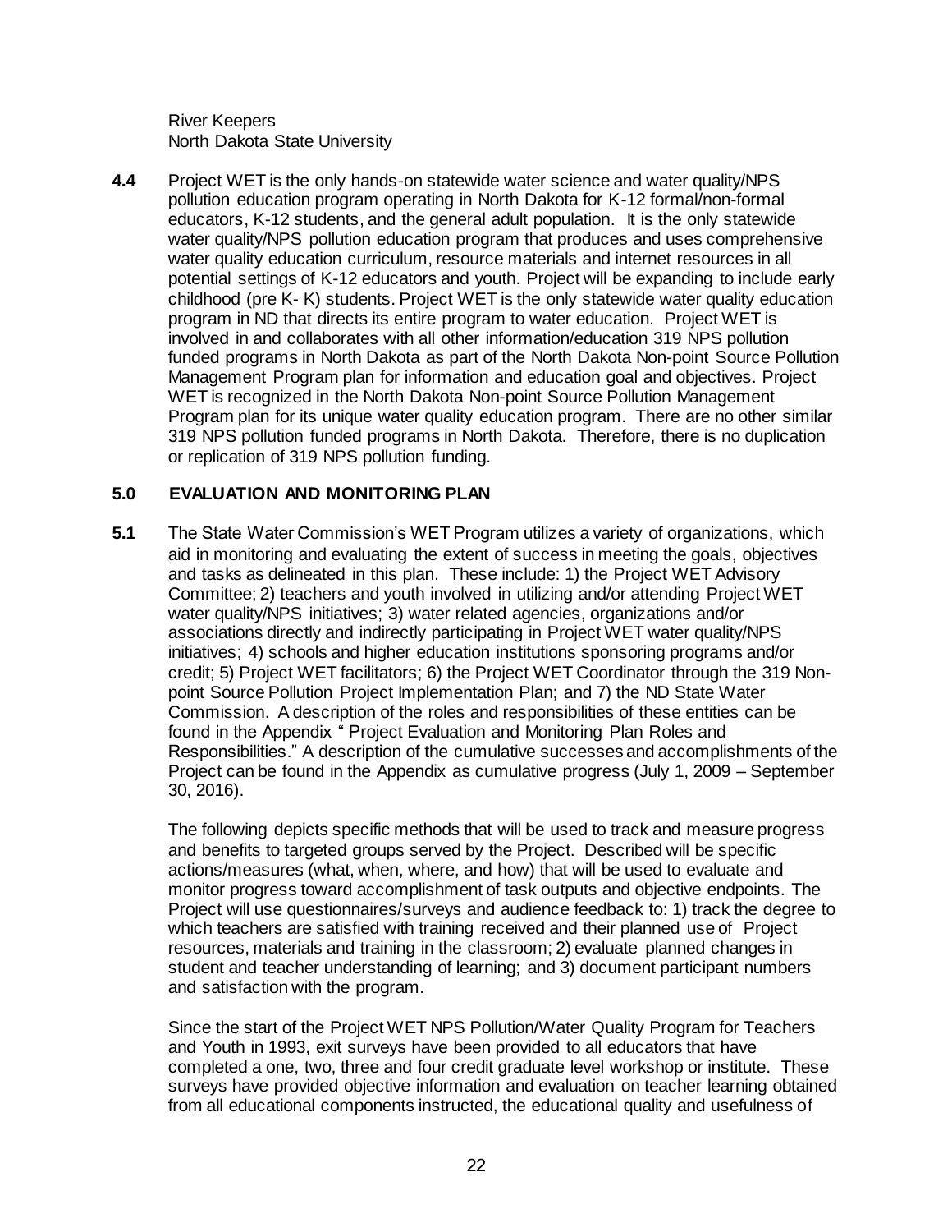River Keepers
North Dakota State University

**4.4** Project WET is the only hands-on statewide water science and water quality/NPS pollution education program operating in North Dakota for K-12 formal/non-formal educators, K-12 students, and the general adult population. It is the only statewide water quality/NPS pollution education program that produces and uses comprehensive water quality education curriculum, resource materials and internet resources in all potential settings of K-12 educators and youth. Project will be expanding to include early childhood (pre K- K) students. Project WET is the only statewide water quality education program in ND that directs its entire program to water education. Project WET is involved in and collaborates with all other information/education 319 NPS pollution funded programs in North Dakota as part of the North Dakota Non-point Source Pollution Management Program plan for information and education goal and objectives. Project WET is recognized in the North Dakota Non-point Source Pollution Management Program plan for its unique water quality education program. There are no other similar 319 NPS pollution funded programs in North Dakota. Therefore, there is no duplication or replication of 319 NPS pollution funding.

## 5.0 EVALUATION AND MONITORING PLAN

**5.1** The State Water Commission's WET Program utilizes a variety of organizations, which aid in monitoring and evaluating the extent of success in meeting the goals, objectives and tasks as delineated in this plan. These include: 1) the Project WET Advisory Committee; 2) teachers and youth involved in utilizing and/or attending Project WET water quality/NPS initiatives; 3) water related agencies, organizations and/or associations directly and indirectly participating in Project WET water quality/NPS initiatives; 4) schools and higher education institutions sponsoring programs and/or credit; 5) Project WET facilitators; 6) the Project WET Coordinator through the 319 Non-point Source Pollution Project Implementation Plan; and 7) the ND State Water Commission. A description of the roles and responsibilities of these entities can be found in the Appendix " Project Evaluation and Monitoring Plan Roles and Responsibilities." A description of the cumulative successes and accomplishments of the Project can be found in the Appendix as cumulative progress (July 1, 2009 – September 30, 2016).

The following depicts specific methods that will be used to track and measure progress and benefits to targeted groups served by the Project. Described will be specific actions/measures (what, when, where, and how) that will be used to evaluate and monitor progress toward accomplishment of task outputs and objective endpoints. The Project will use questionnaires/surveys and audience feedback to: 1) track the degree to which teachers are satisfied with training received and their planned use of Project resources, materials and training in the classroom; 2) evaluate planned changes in student and teacher understanding of learning; and 3) document participant numbers and satisfaction with the program.

Since the start of the Project WET NPS Pollution/Water Quality Program for Teachers and Youth in 1993, exit surveys have been provided to all educators that have completed a one, two, three and four credit graduate level workshop or institute. These surveys have provided objective information and evaluation on teacher learning obtained from all educational components instructed, the educational quality and usefulness of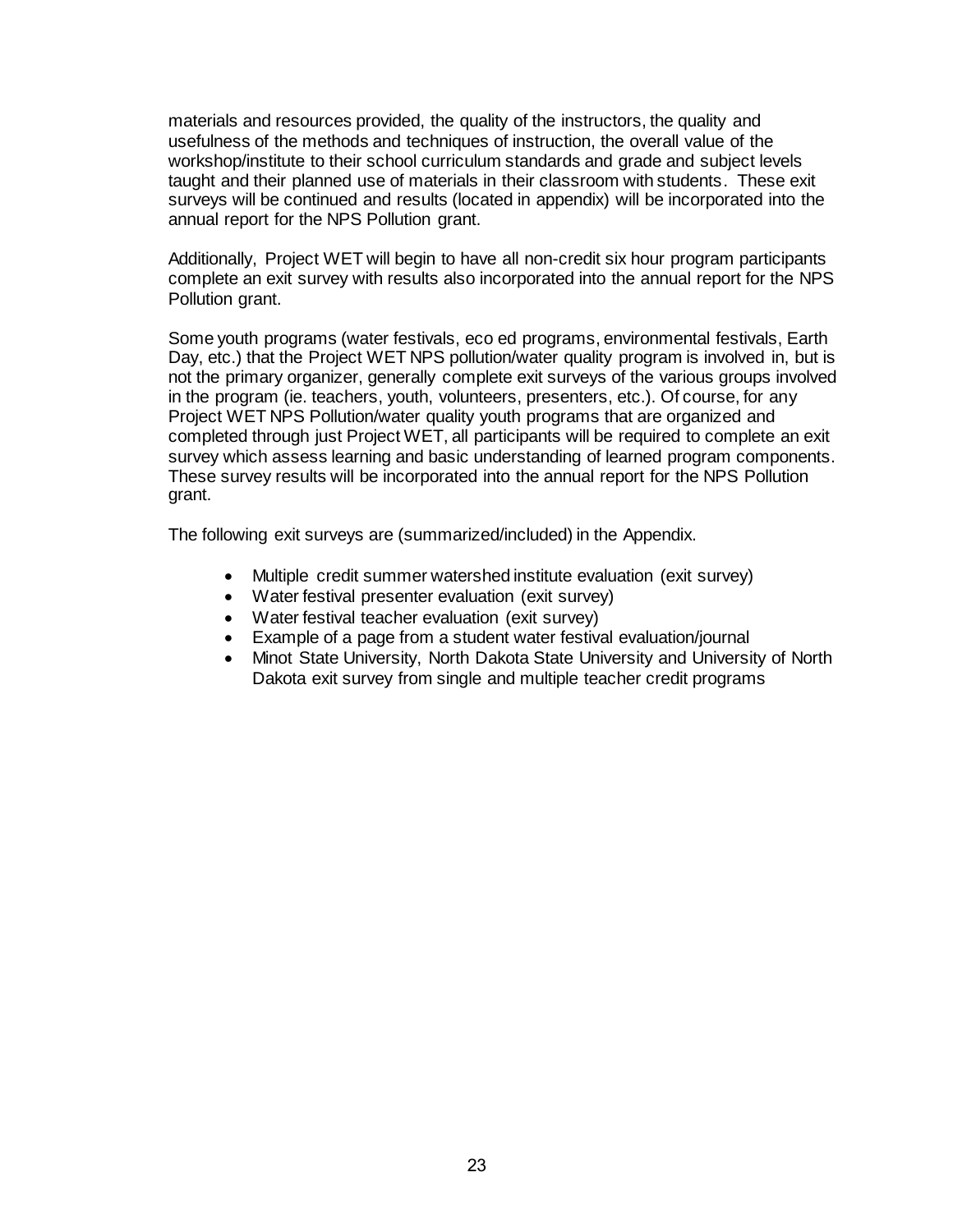materials and resources provided, the quality of the instructors, the quality and usefulness of the methods and techniques of instruction, the overall value of the workshop/institute to their school curriculum standards and grade and subject levels taught and their planned use of materials in their classroom with students. These exit surveys will be continued and results (located in appendix) will be incorporated into the annual report for the NPS Pollution grant.

Additionally, Project WET will begin to have all non-credit six hour program participants complete an exit survey with results also incorporated into the annual report for the NPS Pollution grant.

Some youth programs (water festivals, eco ed programs, environmental festivals, Earth Day, etc.) that the Project WET NPS pollution/water quality program is involved in, but is not the primary organizer, generally complete exit surveys of the various groups involved in the program (ie. teachers, youth, volunteers, presenters, etc.). Of course, for any Project WET NPS Pollution/water quality youth programs that are organized and completed through just Project WET, all participants will be required to complete an exit survey which assess learning and basic understanding of learned program components. These survey results will be incorporated into the annual report for the NPS Pollution grant.

The following exit surveys are (summarized/included) in the Appendix.

- Multiple credit summer watershed institute evaluation (exit survey)
- Water festival presenter evaluation (exit survey)
- Water festival teacher evaluation (exit survey)
- Example of a page from a student water festival evaluation/journal
- Minot State University, North Dakota State University and University of North Dakota exit survey from single and multiple teacher credit programs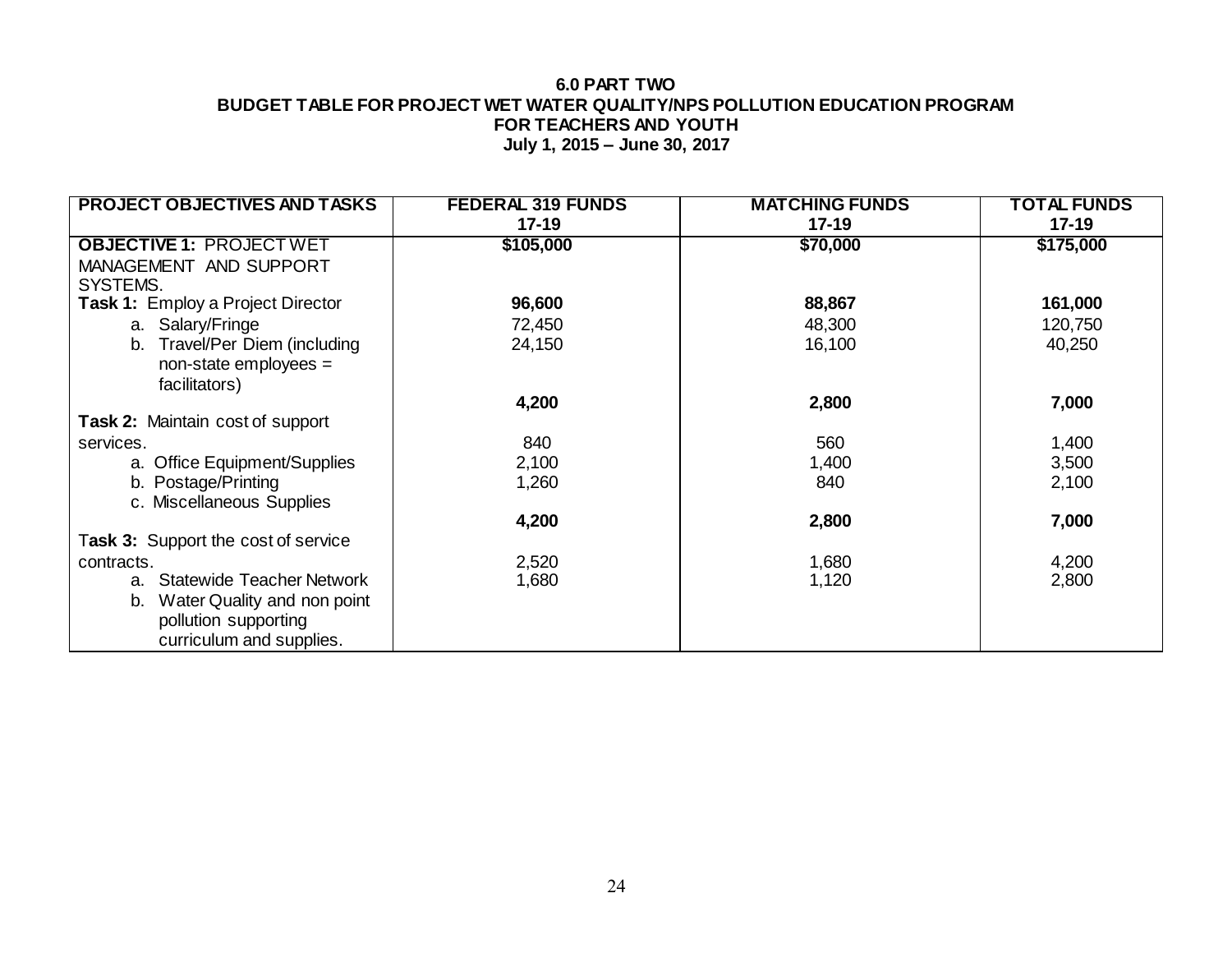**6.0 PART TWO**
**BUDGET TABLE FOR PROJECT WET WATER QUALITY/NPS POLLUTION EDUCATION PROGRAM FOR TEACHERS AND YOUTH**
**July 1, 2015 – June 30, 2017**

| PROJECT OBJECTIVES AND TASKS | FEDERAL 319 FUNDS 17-19 | MATCHING FUNDS 17-19 | TOTAL FUNDS 17-19 |
|---|---|---|---|
| **OBJECTIVE 1:** PROJECT WET MANAGEMENT AND SUPPORT SYSTEMS. | **$105,000** | **$70,000** | **$175,000** |
| **Task 1:** Employ a Project Director | **96,600** | **88,867** | **161,000** |
| a. Salary/Fringe | 72,450 | 48,300 | 120,750 |
| b. Travel/Per Diem (including non-state employees = facilitators) | 24,150 | 16,100 | 40,250 |
| **Task 2:** Maintain cost of support services. | **4,200** | **2,800** | **7,000** |
| a. Office Equipment/Supplies | 840 | 560 | 1,400 |
| b. Postage/Printing | 2,100 | 1,400 | 3,500 |
| c. Miscellaneous Supplies | 1,260 | 840 | 2,100 |
| **Task 3:** Support the cost of service contracts. | **4,200** | **2,800** | **7,000** |
| a. Statewide Teacher Network | 2,520 | 1,680 | 4,200 |
| b. Water Quality and non point pollution supporting curriculum and supplies. | 1,680 | 1,120 | 2,800 |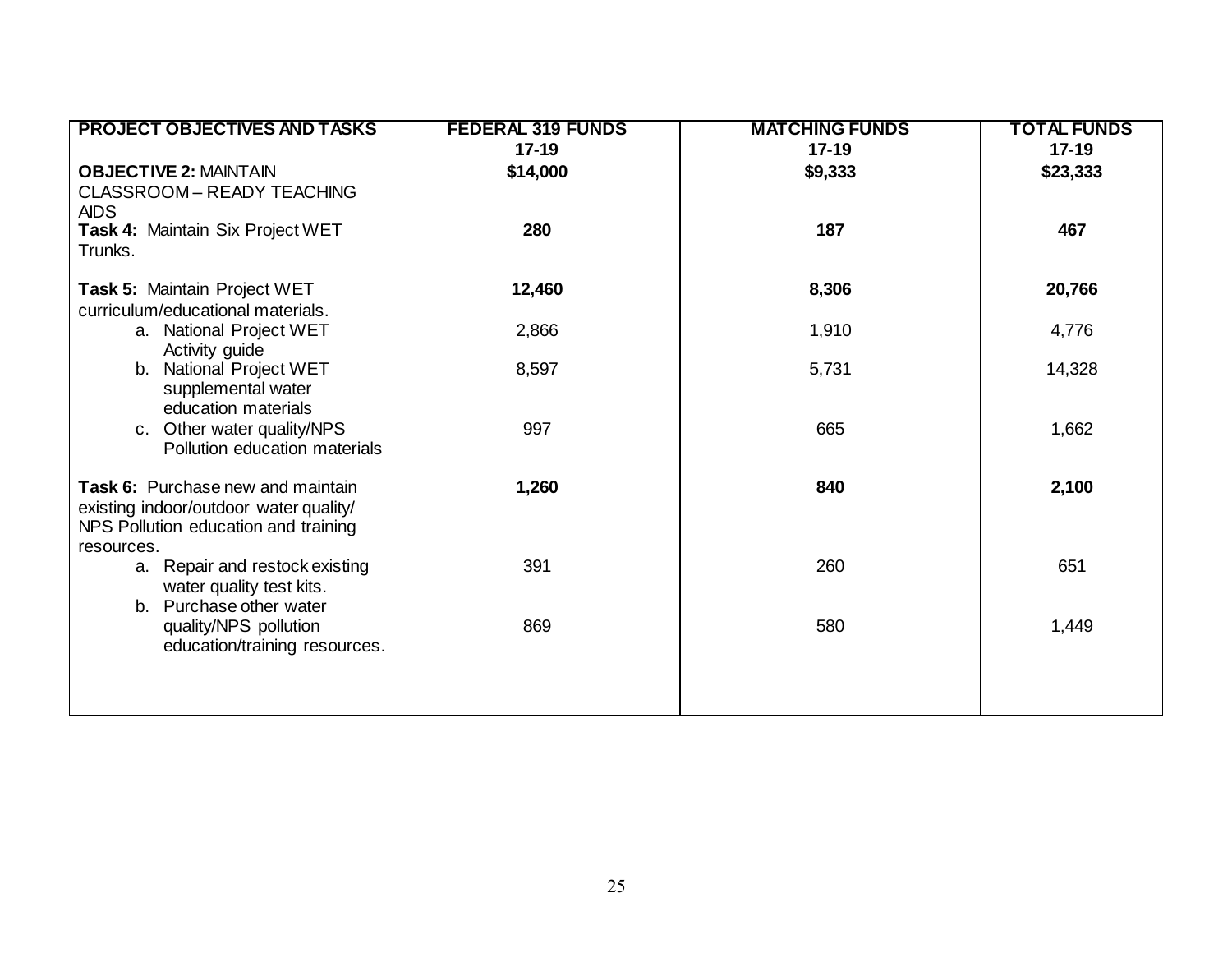| PROJECT OBJECTIVES AND TASKS | FEDERAL 319 FUNDS 17-19 | MATCHING FUNDS 17-19 | TOTAL FUNDS 17-19 |
|---|---|---|---|
| **OBJECTIVE 2:** MAINTAIN CLASSROOM – READY TEACHING AIDS | **$14,000** | **$9,333** | **$23,333** |
| **Task 4:** Maintain Six Project WET Trunks. | **280** | **187** | **467** |
| **Task 5:** Maintain Project WET curriculum/educational materials. | **12,460** | **8,306** | **20,766** |
| a. National Project WET Activity guide | 2,866 | 1,910 | 4,776 |
| b. National Project WET supplemental water education materials | 8,597 | 5,731 | 14,328 |
| c. Other water quality/NPS Pollution education materials | 997 | 665 | 1,662 |
| **Task 6:** Purchase new and maintain existing indoor/outdoor water quality/ NPS Pollution education and training resources. | **1,260** | **840** | **2,100** |
| a. Repair and restock existing water quality test kits. | 391 | 260 | 651 |
| b. Purchase other water quality/NPS pollution education/training resources. | 869 | 580 | 1,449 |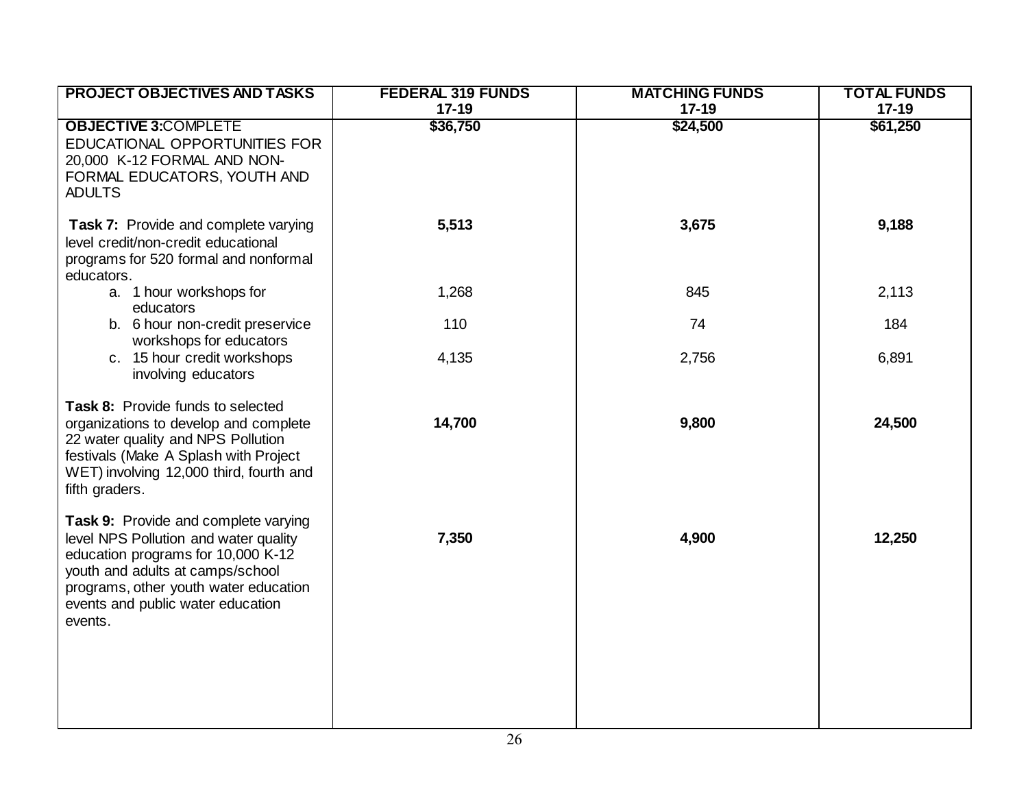| PROJECT OBJECTIVES AND TASKS | FEDERAL 319 FUNDS 17-19 | MATCHING FUNDS 17-19 | TOTAL FUNDS 17-19 |
|---|---|---|---|
| **OBJECTIVE 3:** COMPLETE EDUCATIONAL OPPORTUNITIES FOR 20,000 K-12 FORMAL AND NON-FORMAL EDUCATORS, YOUTH AND ADULTS | **$36,750** | **$24,500** | **$61,250** |
| **Task 7:** Provide and complete varying level credit/non-credit educational programs for 520 formal and nonformal educators. | **5,513** | **3,675** | **9,188** |
| a. 1 hour workshops for educators | 1,268 | 845 | 2,113 |
| b. 6 hour non-credit preservice workshops for educators | 110 | 74 | 184 |
| c. 15 hour credit workshops involving educators | 4,135 | 2,756 | 6,891 |
| **Task 8:** Provide funds to selected organizations to develop and complete 22 water quality and NPS Pollution festivals (Make A Splash with Project WET) involving 12,000 third, fourth and fifth graders. | **14,700** | **9,800** | **24,500** |
| **Task 9:** Provide and complete varying level NPS Pollution and water quality education programs for 10,000 K-12 youth and adults at camps/school programs, other youth water education events and public water education events. | **7,350** | **4,900** | **12,250** |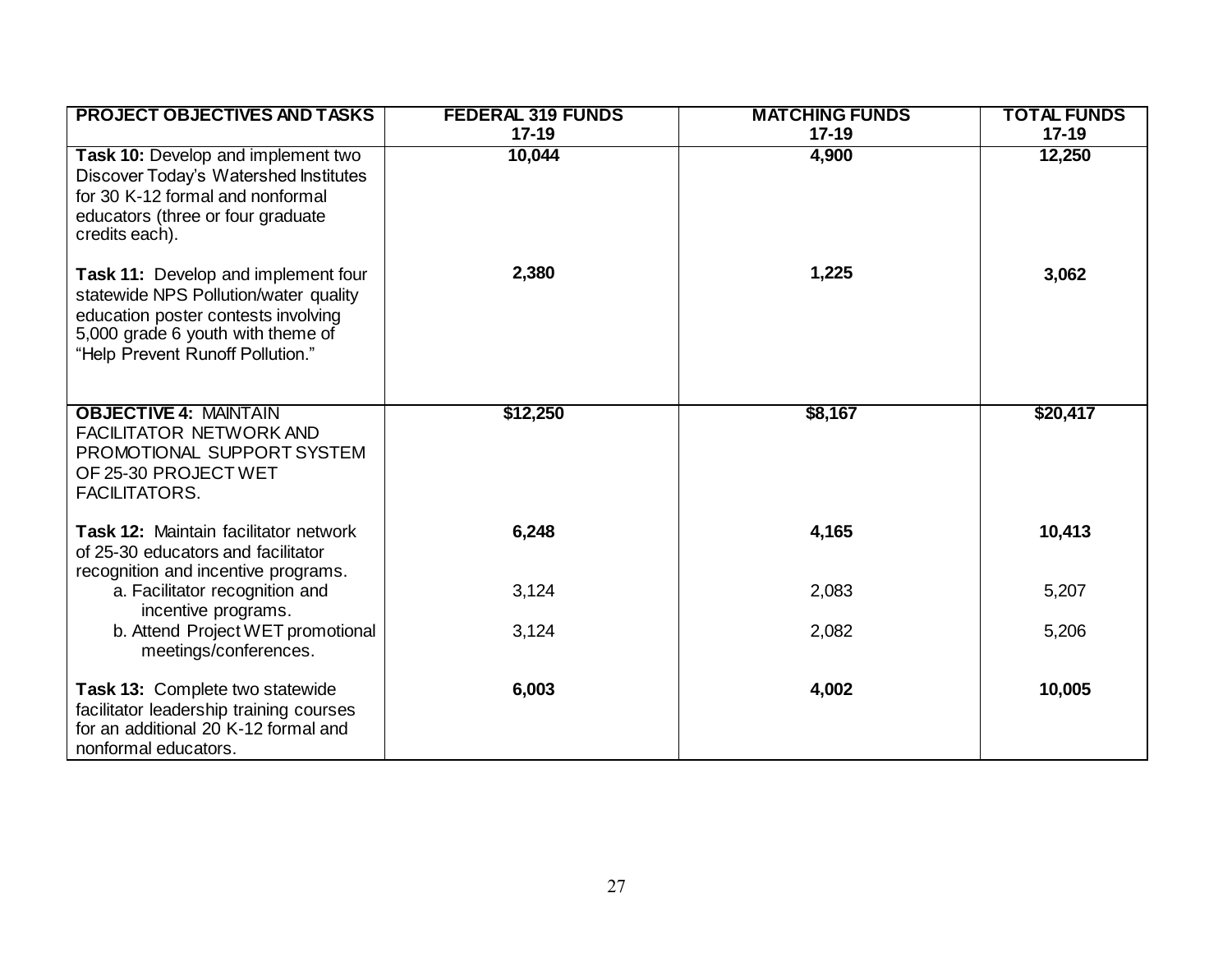| PROJECT OBJECTIVES AND TASKS | FEDERAL 319 FUNDS 17-19 | MATCHING FUNDS 17-19 | TOTAL FUNDS 17-19 |
|---|---|---|---|
| **Task 10:** Develop and implement two Discover Today's Watershed Institutes for 30 K-12 formal and nonformal educators (three or four graduate credits each). | **10,044** | **4,900** | **12,250** |
| **Task 11:** Develop and implement four statewide NPS Pollution/water quality education poster contests involving 5,000 grade 6 youth with theme of "Help Prevent Runoff Pollution." | **2,380** | **1,225** | **3,062** |
| **OBJECTIVE 4:** MAINTAIN FACILITATOR NETWORK AND PROMOTIONAL SUPPORT SYSTEM OF 25-30 PROJECT WET FACILITATORS. | **$12,250** | **$8,167** | **$20,417** |
| **Task 12:** Maintain facilitator network of 25-30 educators and facilitator recognition and incentive programs. | **6,248** | **4,165** | **10,413** |
| a. Facilitator recognition and incentive programs. | 3,124 | 2,083 | 5,207 |
| b. Attend Project WET promotional meetings/conferences. | 3,124 | 2,082 | 5,206 |
| **Task 13:** Complete two statewide facilitator leadership training courses for an additional 20 K-12 formal and nonformal educators. | **6,003** | **4,002** | **10,005** |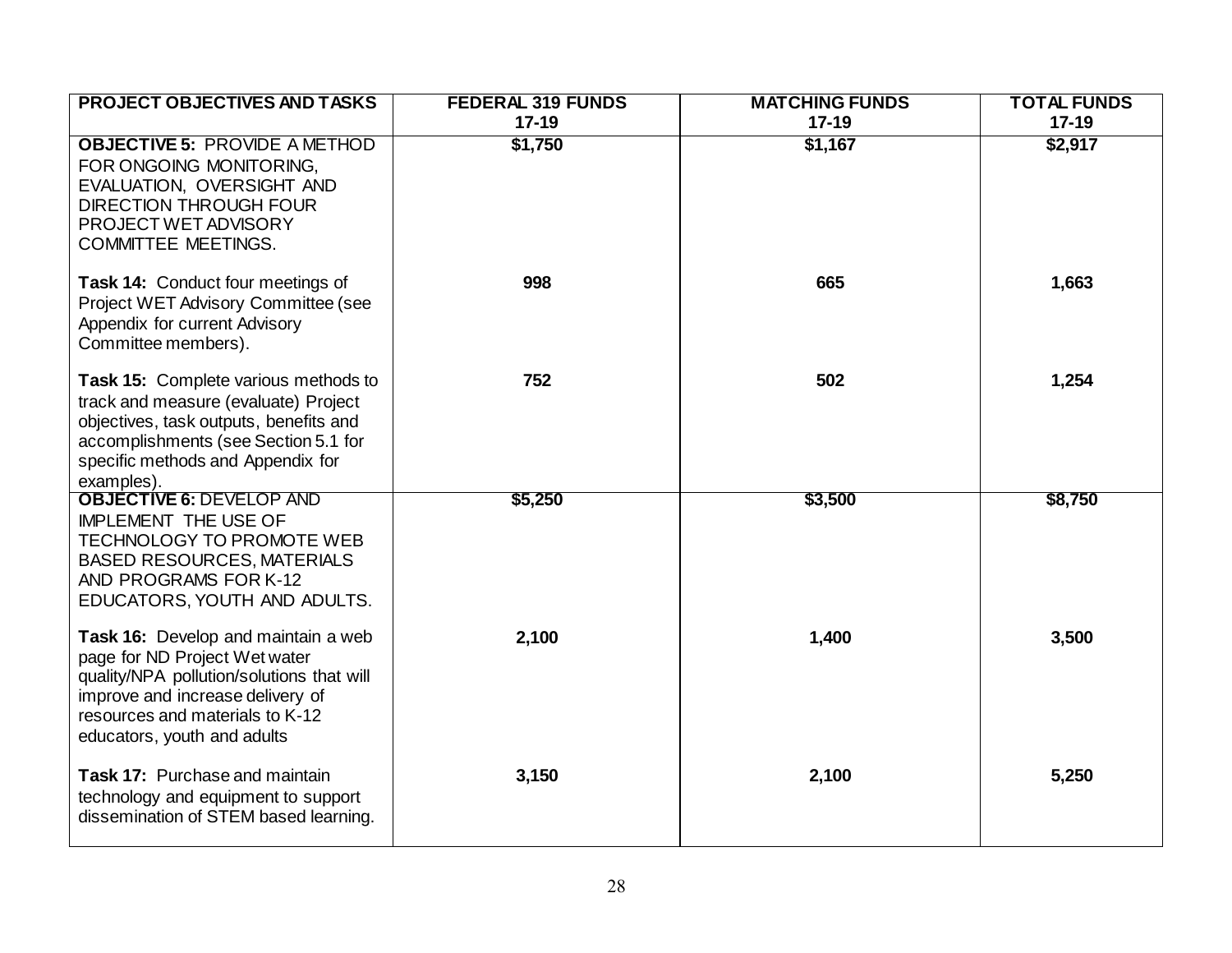| PROJECT OBJECTIVES AND TASKS | FEDERAL 319 FUNDS 17-19 | MATCHING FUNDS 17-19 | TOTAL FUNDS 17-19 |
|---|---|---|---|
| **OBJECTIVE 5:** PROVIDE A METHOD FOR ONGOING MONITORING, EVALUATION, OVERSIGHT AND DIRECTION THROUGH FOUR PROJECT WET ADVISORY COMMITTEE MEETINGS. | **$1,750** | **$1,167** | **$2,917** |
| **Task 14:** Conduct four meetings of Project WET Advisory Committee (see Appendix for current Advisory Committee members). | **998** | **665** | **1,663** |
| **Task 15:** Complete various methods to track and measure (evaluate) Project objectives, task outputs, benefits and accomplishments (see Section 5.1 for specific methods and Appendix for examples). | **752** | **502** | **1,254** |
| **OBJECTIVE 6:** DEVELOP AND IMPLEMENT THE USE OF TECHNOLOGY TO PROMOTE WEB BASED RESOURCES, MATERIALS AND PROGRAMS FOR K-12 EDUCATORS, YOUTH AND ADULTS. | **$5,250** | **$3,500** | **$8,750** |
| **Task 16:** Develop and maintain a web page for ND Project Wet water quality/NPA pollution/solutions that will improve and increase delivery of resources and materials to K-12 educators, youth and adults | **2,100** | **1,400** | **3,500** |
| **Task 17:** Purchase and maintain technology and equipment to support dissemination of STEM based learning. | **3,150** | **2,100** | **5,250** |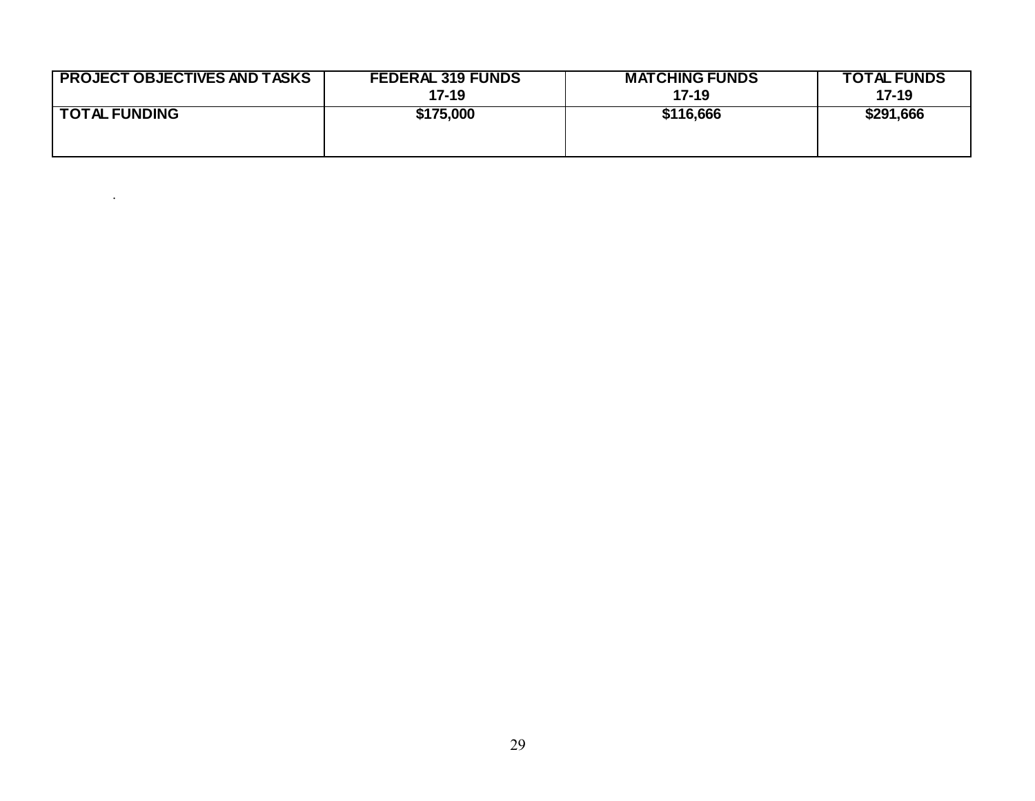| PROJECT OBJECTIVES AND TASKS | FEDERAL 319 FUNDS 17-19 | MATCHING FUNDS 17-19 | TOTAL FUNDS 17-19 |
| --- | --- | --- | --- |
| TOTAL FUNDING | $175,000 | $116,666 | $291,666 |

.